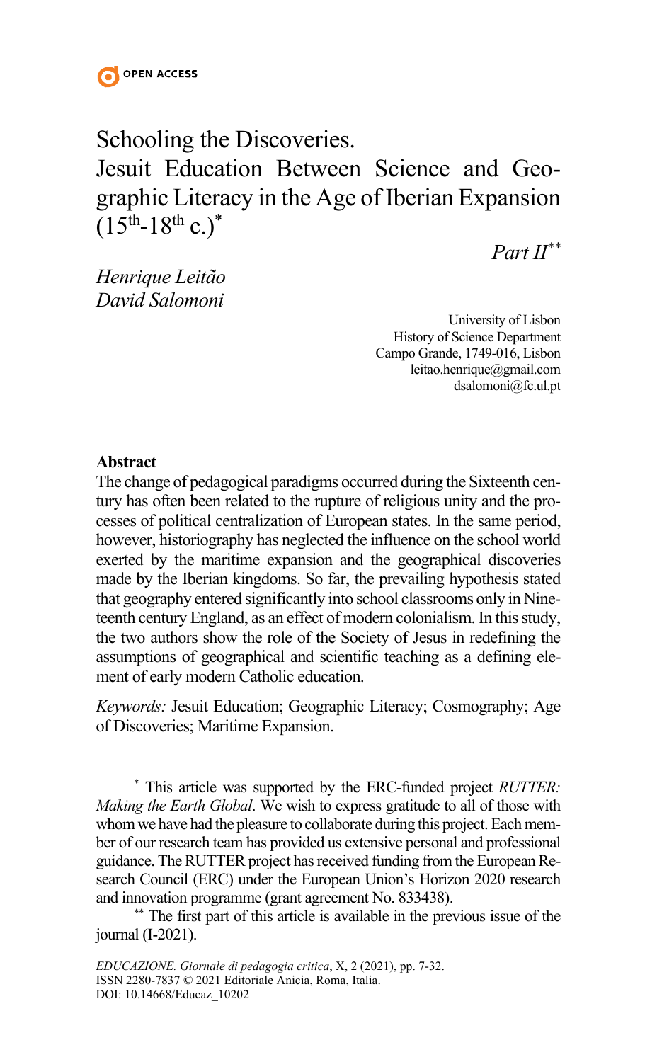OPEN ACCESS

# Schooling the Discoveries. Jesuit Education Between Science and Geographic Literacy in the Age of Iberian Expansion ($15^{th}$-$18^{th}$ c.)*

*Part II***

*Henrique Leitão*
*David Salomoni*

University of Lisbon
History of Science Department
Campo Grande, 1749-016, Lisbon
leitao.henrique@gmail.com
dsalomoni@fc.ul.pt

**Abstract**

The change of pedagogical paradigms occurred during the Sixteenth century has often been related to the rupture of religious unity and the processes of political centralization of European states. In the same period, however, historiography has neglected the influence on the school world exerted by the maritime expansion and the geographical discoveries made by the Iberian kingdoms. So far, the prevailing hypothesis stated that geography entered significantly into school classrooms only in Nineteenth century England, as an effect of modern colonialism. In this study, the two authors show the role of the Society of Jesus in redefining the assumptions of geographical and scientific teaching as a defining element of early modern Catholic education.

*Keywords:* Jesuit Education; Geographic Literacy; Cosmography; Age of Discoveries; Maritime Expansion.

\* This article was supported by the ERC-funded project *RUTTER: Making the Earth Global*. We wish to express gratitude to all of those with whom we have had the pleasure to collaborate during this project. Each member of our research team has provided us extensive personal and professional guidance. The RUTTER project has received funding from the European Research Council (ERC) under the European Union's Horizon 2020 research and innovation programme (grant agreement No. 833438).

\** The first part of this article is available in the previous issue of the journal (I-2021).

*EDUCAZIONE. Giornale di pedagogia critica*, X, 2 (2021), pp. 7-32.
ISSN 2280-7837 © 2021 Editoriale Anicia, Roma, Italia.
DOI: 10.14668/Educaz_10202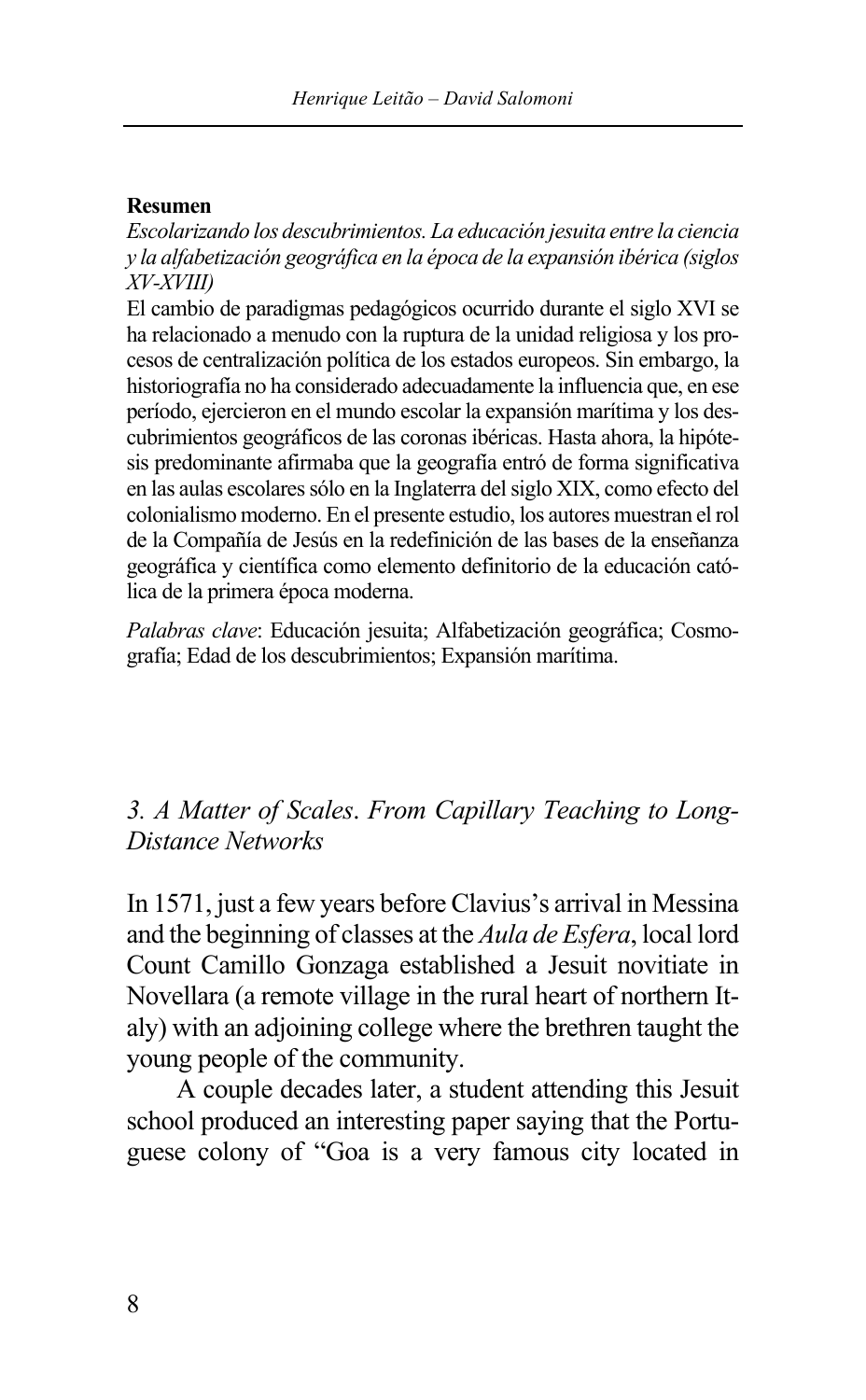**Resumen**

*Escolarizando los descubrimientos. La educación jesuita entre la ciencia y la alfabetización geográfica en la época de la expansión ibérica (siglos XV-XVIII)*

El cambio de paradigmas pedagógicos ocurrido durante el siglo XVI se ha relacionado a menudo con la ruptura de la unidad religiosa y los procesos de centralización política de los estados europeos. Sin embargo, la historiografía no ha considerado adecuadamente la influencia que, en ese período, ejercieron en el mundo escolar la expansión marítima y los descubrimientos geográficos de las coronas ibéricas. Hasta ahora, la hipótesis predominante afirmaba que la geografía entró de forma significativa en las aulas escolares sólo en la Inglaterra del siglo XIX, como efecto del colonialismo moderno. En el presente estudio, los autores muestran el rol de la Compañía de Jesús en la redefinición de las bases de la enseñanza geográfica y científica como elemento definitorio de la educación católica de la primera época moderna.

*Palabras clave*: Educación jesuita; Alfabetización geográfica; Cosmografía; Edad de los descubrimientos; Expansión marítima.

## *3. A Matter of Scales. From Capillary Teaching to Long-Distance Networks*

In 1571, just a few years before Clavius's arrival in Messina and the beginning of classes at the *Aula de Esfera*, local lord Count Camillo Gonzaga established a Jesuit novitiate in Novellara (a remote village in the rural heart of northern Italy) with an adjoining college where the brethren taught the young people of the community.

A couple decades later, a student attending this Jesuit school produced an interesting paper saying that the Portuguese colony of "Goa is a very famous city located in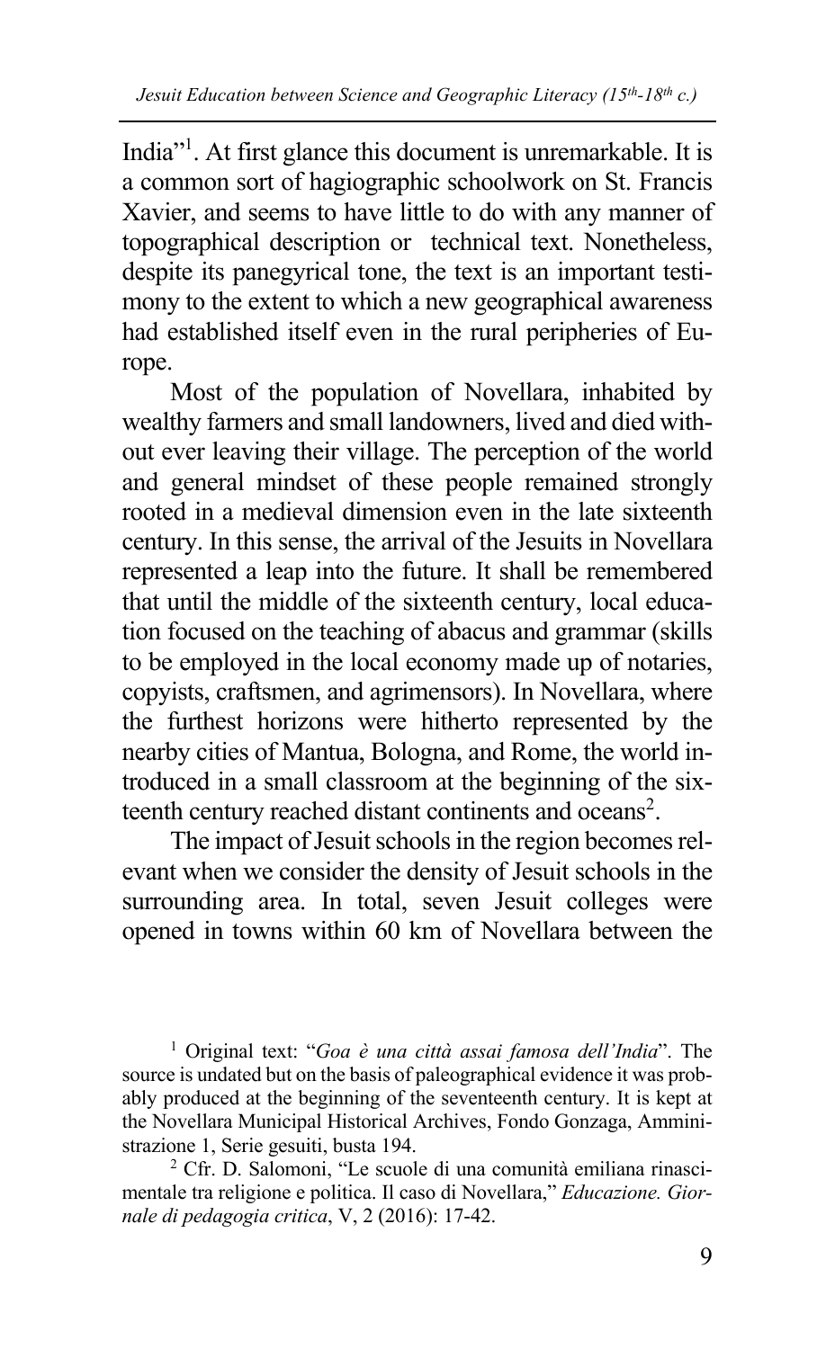India"[1]. At first glance this document is unremarkable. It is a common sort of hagiographic schoolwork on St. Francis Xavier, and seems to have little to do with any manner of topographical description or technical text. Nonetheless, despite its panegyrical tone, the text is an important testimony to the extent to which a new geographical awareness had established itself even in the rural peripheries of Europe.

Most of the population of Novellara, inhabited by wealthy farmers and small landowners, lived and died without ever leaving their village. The perception of the world and general mindset of these people remained strongly rooted in a medieval dimension even in the late sixteenth century. In this sense, the arrival of the Jesuits in Novellara represented a leap into the future. It shall be remembered that until the middle of the sixteenth century, local education focused on the teaching of abacus and grammar (skills to be employed in the local economy made up of notaries, copyists, craftsmen, and agrimensors). In Novellara, where the furthest horizons were hitherto represented by the nearby cities of Mantua, Bologna, and Rome, the world introduced in a small classroom at the beginning of the sixteenth century reached distant continents and oceans[2].

The impact of Jesuit schools in the region becomes relevant when we consider the density of Jesuit schools in the surrounding area. In total, seven Jesuit colleges were opened in towns within 60 km of Novellara between the

[1] Original text: "*Goa è una città assai famosa dell'India*". The source is undated but on the basis of paleographical evidence it was probably produced at the beginning of the seventeenth century. It is kept at the Novellara Municipal Historical Archives, Fondo Gonzaga, Amministrazione 1, Serie gesuiti, busta 194.

[2] Cfr. D. Salomoni, "Le scuole di una comunità emiliana rinascimentale tra religione e politica. Il caso di Novellara," *Educazione. Giornale di pedagogia critica*, V, 2 (2016): 17-42.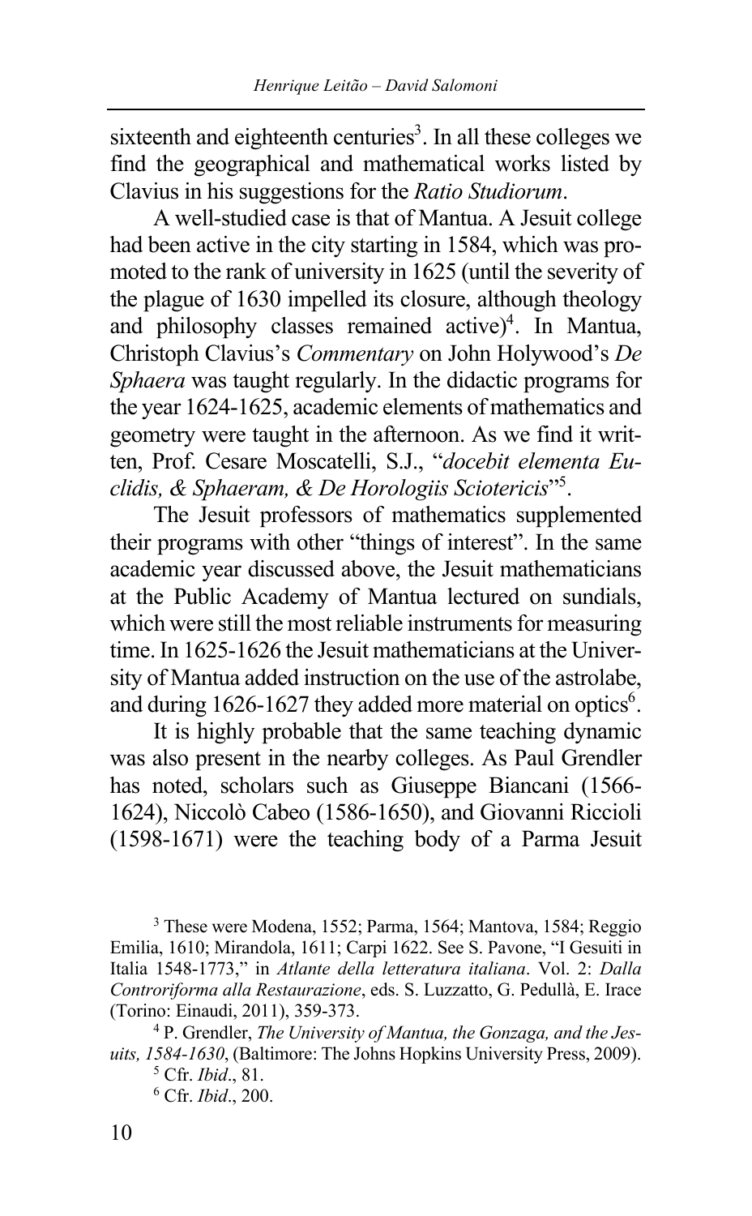sixteenth and eighteenth centuries[3]. In all these colleges we find the geographical and mathematical works listed by Clavius in his suggestions for the *Ratio Studiorum*.

A well-studied case is that of Mantua. A Jesuit college had been active in the city starting in 1584, which was promoted to the rank of university in 1625 (until the severity of the plague of 1630 impelled its closure, although theology and philosophy classes remained active)[4]. In Mantua, Christoph Clavius's *Commentary* on John Holywood's *De Sphaera* was taught regularly. In the didactic programs for the year 1624-1625, academic elements of mathematics and geometry were taught in the afternoon. As we find it written, Prof. Cesare Moscatelli, S.J., "*docebit elementa Euclidis, & Sphaeram, & De Horologiis Sciotericis*"[5].

The Jesuit professors of mathematics supplemented their programs with other "things of interest". In the same academic year discussed above, the Jesuit mathematicians at the Public Academy of Mantua lectured on sundials, which were still the most reliable instruments for measuring time. In 1625-1626 the Jesuit mathematicians at the University of Mantua added instruction on the use of the astrolabe, and during 1626-1627 they added more material on optics[6].

It is highly probable that the same teaching dynamic was also present in the nearby colleges. As Paul Grendler has noted, scholars such as Giuseppe Biancani (1566-1624), Niccolò Cabeo (1586-1650), and Giovanni Riccioli (1598-1671) were the teaching body of a Parma Jesuit

---

[3] These were Modena, 1552; Parma, 1564; Mantova, 1584; Reggio Emilia, 1610; Mirandola, 1611; Carpi 1622. See S. Pavone, "I Gesuiti in Italia 1548-1773," in *Atlante della letteratura italiana*. Vol. 2: *Dalla Controriforma alla Restaurazione*, eds. S. Luzzatto, G. Pedullà, E. Irace (Torino: Einaudi, 2011), 359-373.

[4] P. Grendler, *The University of Mantua, the Gonzaga, and the Jesuits, 1584-1630*, (Baltimore: The Johns Hopkins University Press, 2009).

[5] Cfr. *Ibid*., 81.

[6] Cfr. *Ibid*., 200.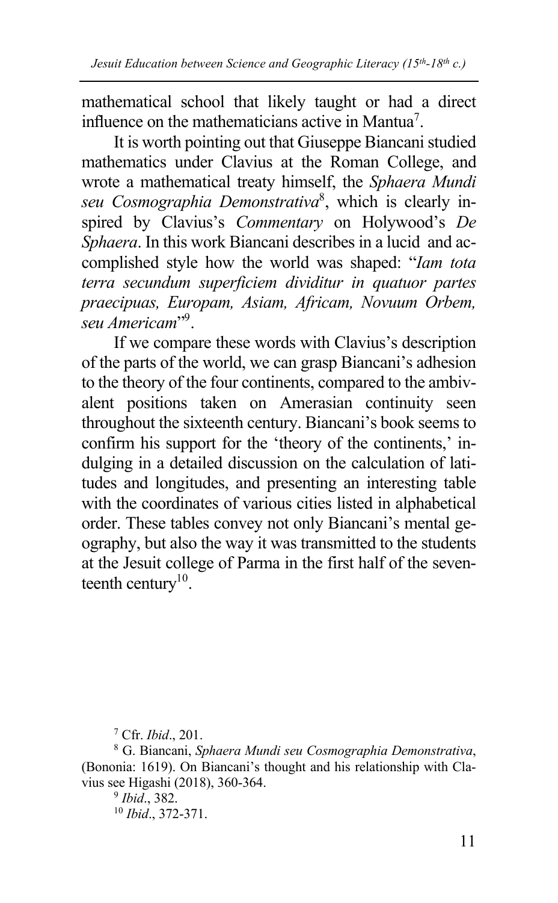mathematical school that likely taught or had a direct influence on the mathematicians active in Mantua[7].

It is worth pointing out that Giuseppe Biancani studied mathematics under Clavius at the Roman College, and wrote a mathematical treaty himself, the *Sphaera Mundi seu Cosmographia Demonstrativa*[8], which is clearly inspired by Clavius's *Commentary* on Holywood's *De Sphaera*. In this work Biancani describes in a lucid and accomplished style how the world was shaped: "*Iam tota terra secundum superficiem dividitur in quatuor partes praecipuas, Europam, Asiam, Africam, Novuum Orbem, seu Americam*"[9].

If we compare these words with Clavius's description of the parts of the world, we can grasp Biancani's adhesion to the theory of the four continents, compared to the ambivalent positions taken on Amerasian continuity seen throughout the sixteenth century. Biancani's book seems to confirm his support for the 'theory of the continents,' indulging in a detailed discussion on the calculation of latitudes and longitudes, and presenting an interesting table with the coordinates of various cities listed in alphabetical order. These tables convey not only Biancani's mental geography, but also the way it was transmitted to the students at the Jesuit college of Parma in the first half of the seventeenth century[10].

---

[7] Cfr. *Ibid*., 201.

[8] G. Biancani, *Sphaera Mundi seu Cosmographia Demonstrativa*, (Bononia: 1619). On Biancani's thought and his relationship with Clavius see Higashi (2018), 360-364.

[9] *Ibid*., 382.

[10] *Ibid*., 372-371.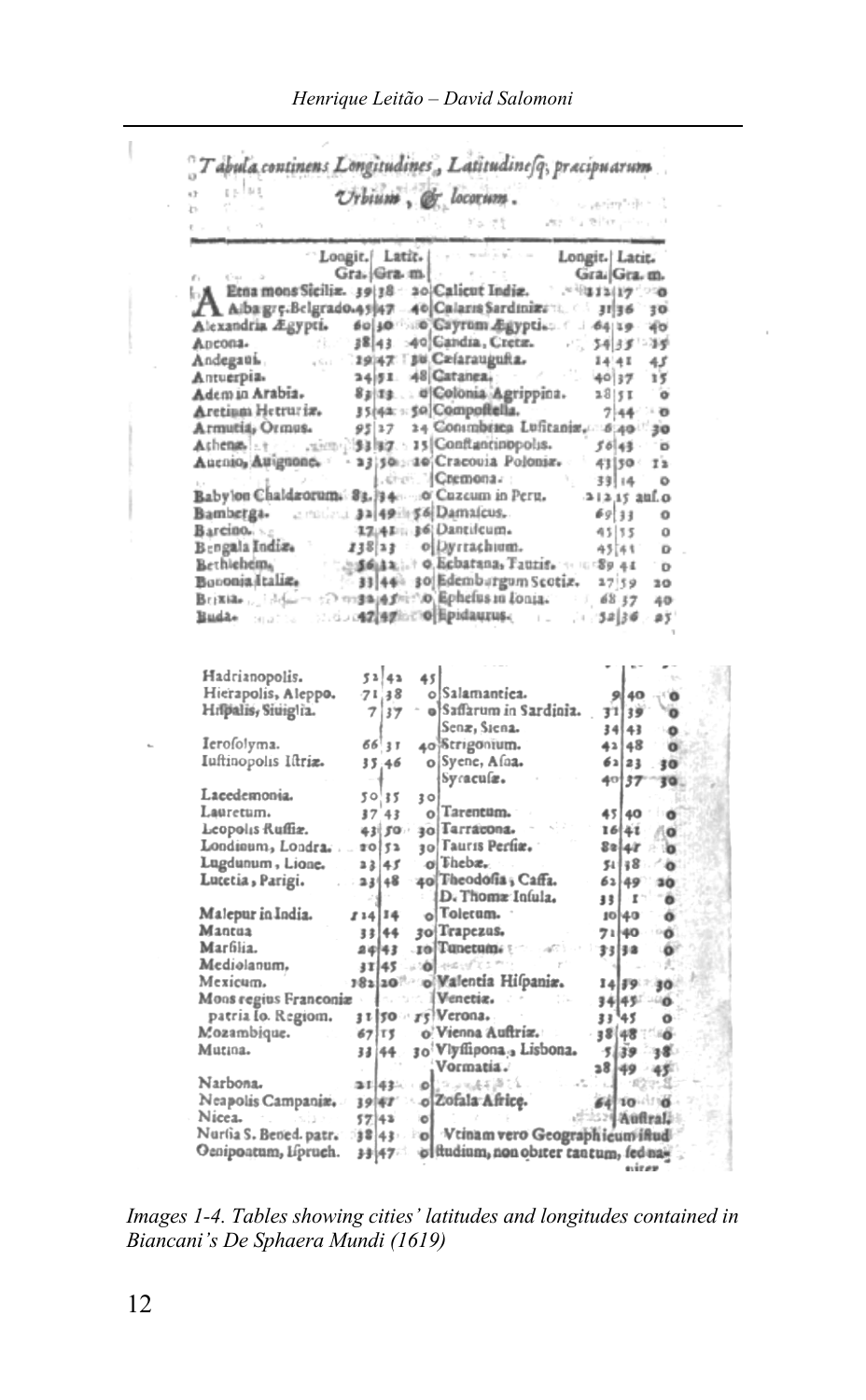*Tabula continens Longitudines, Latitudinesq; præcipuarum Urbium, & locorum.*

| | Longit. Gra. | Latit. Gra. m. | | Longit. Gra. | Latit. Gra. m. |
|---|---|---|---|---|---|
| Etna mons Siciliæ. | 39 | 38 20 | Calicut Indiæ. | 112 | 17 0 |
| Alba græ. Belgrado. | 45 | 47 40 | Calaris Sardiniæ. | 31 | 36 30 |
| Alexandria Ægypti. | 60 | 30 0 | Cayrum Ægypti. | 64 | 29 40 |
| Ancona. | 38 | 43 40 | Candia, Cretæ. | 54 | 35 35 |
| Andegaui. | 19 | 47 30 | Cæsaraugusta. | 14 | 41 45 |
| Antuerpia. | 24 | 51 48 | Catanea. | 40 | 37 15 |
| Adem in Arabia. | 83 | 13 0 | Colonia Agrippina. | 28 | 51 0 |
| Aretium Hetruriæ. | 35 | 42 50 | Compostella. | 7 | 44 0 |
| Armutia, Ormus. | 95 | 27 24 | Conimbrica Lusitaniæ. | 6 | 40 30 |
| Athenæ. | 53 | 37 15 | Constantinopolis. | 56 | 43 0 |
| Auenio, Auignone. | 23 | 50 20 | Cracouia Poloniæ. | 43 | 50 12 |
| | | | Cremona. | 33 | 14 0 |
| Babylon Chaldæorum. | 83 | 34 0 | Cuzcum in Peru. | 312 | 15 aus. 0 |
| Bamberga. | 32 | 49 56 | Damascus. | 69 | 33 0 |
| Barcino. | 17 | 41 36 | Dantiscum. | 45 | 55 0 |
| Bengala Indiæ. | 138 | 23 0 | Dyrrachium. | 45 | 41 0 |
| Bethlehem. | 56 | 12 0 | Ecbatana, Tauris. | 89 | 41 0 |
| Bononia Italiæ. | 33 | 44 30 | Edemburgum Scotiæ. | 27 | 59 20 |
| Brixia. | 32 | 45 0 | Ephesus in Ionia. | 68 | 37 40 |
| Buda. | 47 | 47 0 | Epidaurus. | 52 | 36 25 |

| | | | | | |
|---|---|---|---|---|---|
| Hadrianopolis. | 52 | 42 45 | | | |
| Hierapolis, Aleppo. | 71 | 38 0 | Salamantica. | 9 | 40 0 |
| Hispalis, Siuiglia. | 7 | 37 0 | Sassarum in Sardinia. | 31 | 39 0 |
| | | | Senæ, Siena. | 34 | 43 0 |
| Ierosolyma. | 66 | 31 40 | Strigonium. | 42 | 48 0 |
| Iustinopolis Istriæ. | 35 | 46 0 | Syene, Asna. | 62 | 23 30 |
| | | | Syracusæ. | 40 | 37 30 |
| Lacedemonia. | 50 | 35 30 | | | |
| Lauretum. | 37 | 43 0 | Tarentum. | 45 | 40 0 |
| Leopolis Russiæ. | 43 | 50 30 | Tarracona. | 16 | 41 0 |
| Londinum, Londra. | 20 | 52 30 | Tauris Persiæ. | 82 | 42 0 |
| Lugdunum, Lione. | 23 | 45 0 | Thebæ. | 51 | 38 0 |
| Lutetia, Parigi. | 23 | 48 40 | Theodosia, Caffa. | 62 | 49 20 |
| | | | D. Thomæ Insula. | 33 | 1 0 |
| Malepur in India. | 114 | 14 0 | Toletum. | 10 | 40 0 |
| Mantua | 33 | 44 30 | Trapezus. | 71 | 40 0 |
| Marsilia. | 24 | 43 10 | Tunetum. | 33 | 32 0 |
| Mediolanum. | 31 | 45 0 | | | |
| Mexicum. | 282 | 20 0 | Valentia Hispaniæ. | 14 | 39 30 |
| Mons regius Franconiæ | | | Venetiæ. | 34 | 45 0 |
| patria Io. Regiom. | 31 | 50 15 | Verona. | 33 | 45 0 |
| Mozambique. | 67 | 15 0 | Vienna Austriæ. | 38 | 48 0 |
| Mutina. | 33 | 44 30 | Vlyssipona, Lisbona. | 5 | 39 38 |
| | | | Vormatia. | 28 | 49 45 |
| Narbona. | 21 | 43 0 | | | |
| Neapolis Campaniæ. | 39 | 41 0 | Zofala Africæ. | 64 | 10 0 Austral. |
| Nicea. | 57 | 42 0 | | | |
| Nursia S. Bened. patr. | 38 | 43 0 | Vtinam vero Geographicum istud | | |
| Oenipontum, Ispruch. | 33 | 47 0 | studium, non obiter tantum, sed na-niter | | |

*Images 1-4. Tables showing cities' latitudes and longitudes contained in Biancani's De Sphaera Mundi (1619)*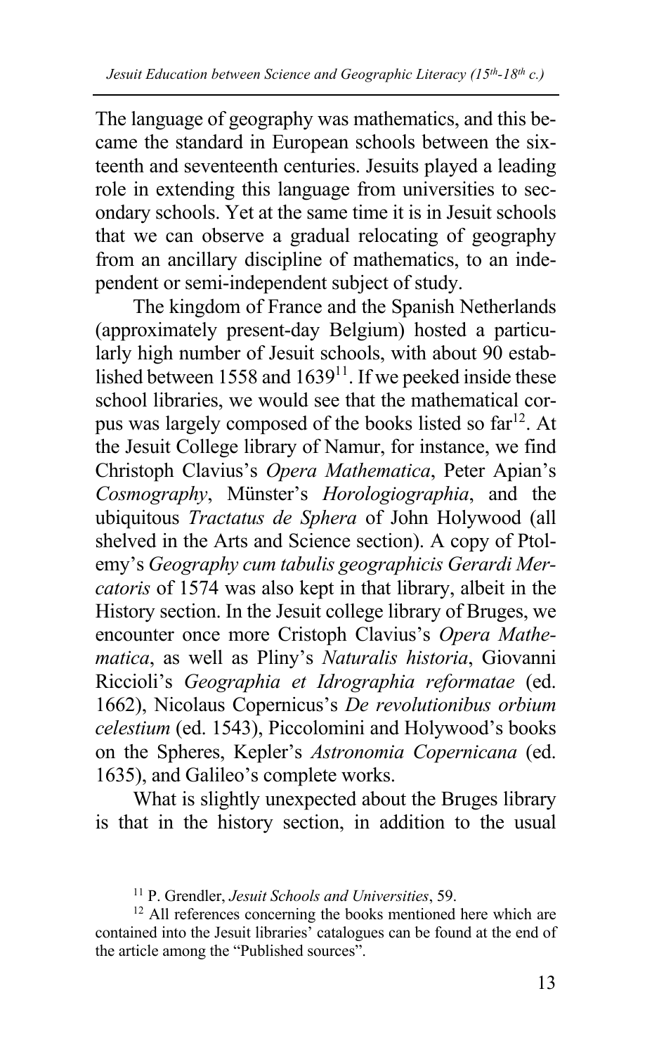The language of geography was mathematics, and this became the standard in European schools between the sixteenth and seventeenth centuries. Jesuits played a leading role in extending this language from universities to secondary schools. Yet at the same time it is in Jesuit schools that we can observe a gradual relocating of geography from an ancillary discipline of mathematics, to an independent or semi-independent subject of study.

The kingdom of France and the Spanish Netherlands (approximately present-day Belgium) hosted a particularly high number of Jesuit schools, with about 90 established between 1558 and 1639[11]. If we peeked inside these school libraries, we would see that the mathematical corpus was largely composed of the books listed so far[12]. At the Jesuit College library of Namur, for instance, we find Christoph Clavius's *Opera Mathematica*, Peter Apian's *Cosmography*, Münster's *Horologiographia*, and the ubiquitous *Tractatus de Sphera* of John Holywood (all shelved in the Arts and Science section). A copy of Ptolemy's *Geography cum tabulis geographicis Gerardi Mercatoris* of 1574 was also kept in that library, albeit in the History section. In the Jesuit college library of Bruges, we encounter once more Cristoph Clavius's *Opera Mathematica*, as well as Pliny's *Naturalis historia*, Giovanni Riccioli's *Geographia et Idrographia reformatae* (ed. 1662), Nicolaus Copernicus's *De revolutionibus orbium celestium* (ed. 1543), Piccolomini and Holywood's books on the Spheres, Kepler's *Astronomia Copernicana* (ed. 1635), and Galileo's complete works.

What is slightly unexpected about the Bruges library is that in the history section, in addition to the usual

[11] P. Grendler, *Jesuit Schools and Universities*, 59.

[12] All references concerning the books mentioned here which are contained into the Jesuit libraries' catalogues can be found at the end of the article among the "Published sources".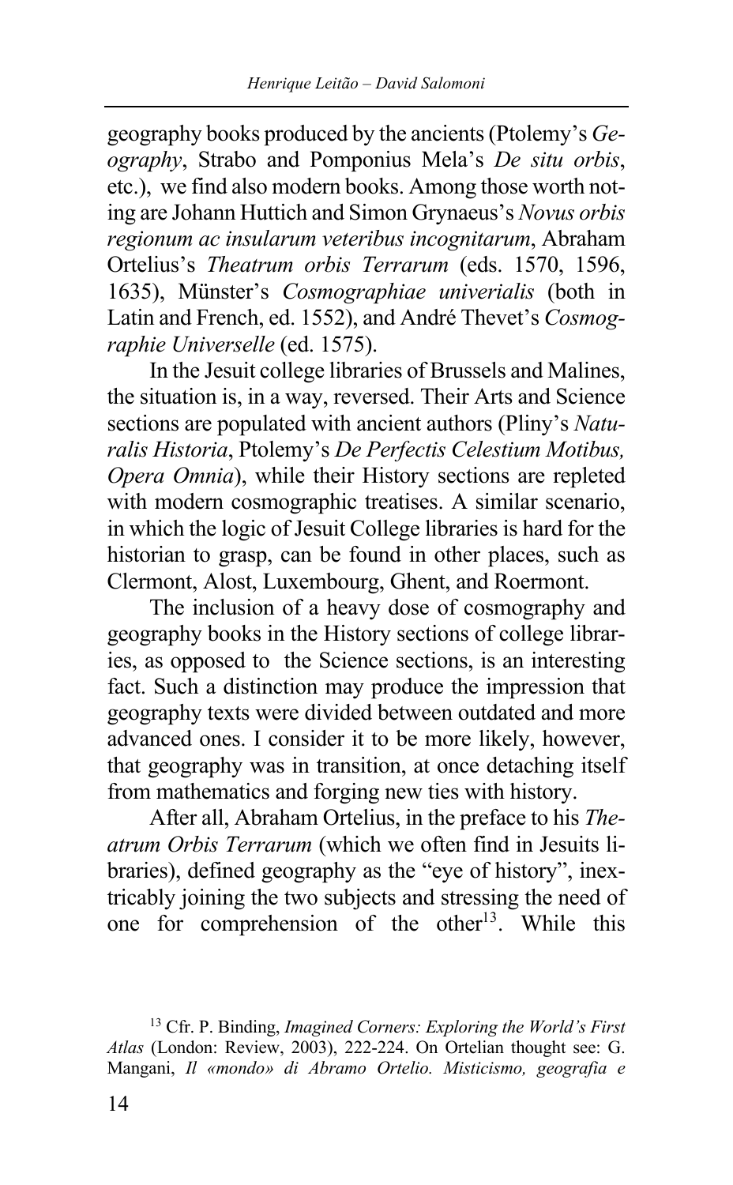geography books produced by the ancients (Ptolemy's *Geography*, Strabo and Pomponius Mela's *De situ orbis*, etc.), we find also modern books. Among those worth noting are Johann Huttich and Simon Grynaeus's *Novus orbis regionum ac insularum veteribus incognitarum*, Abraham Ortelius's *Theatrum orbis Terrarum* (eds. 1570, 1596, 1635), Münster's *Cosmographiae univerialis* (both in Latin and French, ed. 1552), and André Thevet's *Cosmographie Universelle* (ed. 1575).

In the Jesuit college libraries of Brussels and Malines, the situation is, in a way, reversed. Their Arts and Science sections are populated with ancient authors (Pliny's *Naturalis Historia*, Ptolemy's *De Perfectis Celestium Motibus, Opera Omnia*), while their History sections are repleted with modern cosmographic treatises. A similar scenario, in which the logic of Jesuit College libraries is hard for the historian to grasp, can be found in other places, such as Clermont, Alost, Luxembourg, Ghent, and Roermont.

The inclusion of a heavy dose of cosmography and geography books in the History sections of college libraries, as opposed to the Science sections, is an interesting fact. Such a distinction may produce the impression that geography texts were divided between outdated and more advanced ones. I consider it to be more likely, however, that geography was in transition, at once detaching itself from mathematics and forging new ties with history.

After all, Abraham Ortelius, in the preface to his *Theatrum Orbis Terrarum* (which we often find in Jesuits libraries), defined geography as the "eye of history", inextricably joining the two subjects and stressing the need of one for comprehension of the other[13]. While this

[13] Cfr. P. Binding, *Imagined Corners: Exploring the World's First Atlas* (London: Review, 2003), 222-224. On Ortelian thought see: G. Mangani, *Il «mondo» di Abramo Ortelio. Misticismo, geografia e*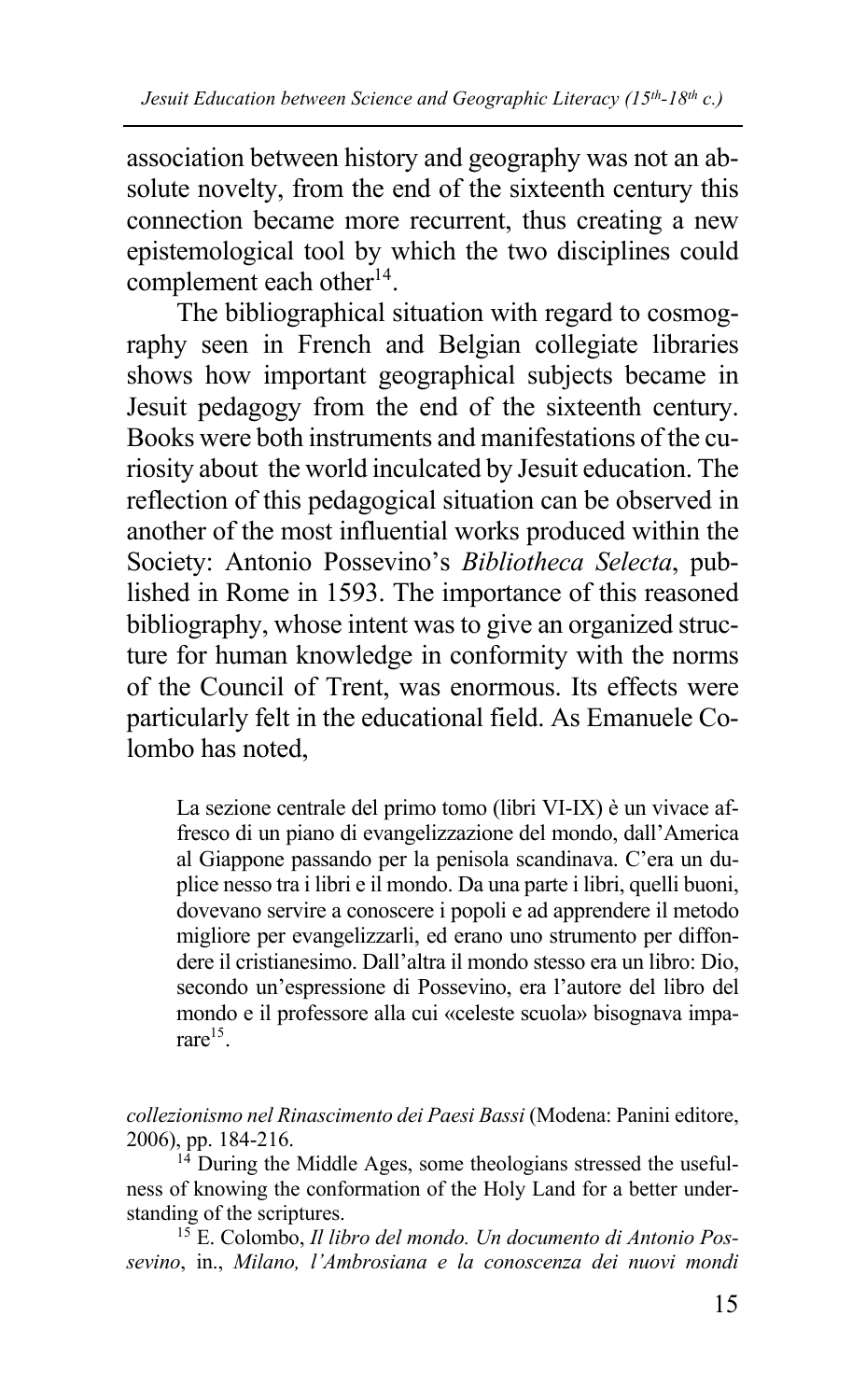association between history and geography was not an absolute novelty, from the end of the sixteenth century this connection became more recurrent, thus creating a new epistemological tool by which the two disciplines could complement each other[14].

The bibliographical situation with regard to cosmography seen in French and Belgian collegiate libraries shows how important geographical subjects became in Jesuit pedagogy from the end of the sixteenth century. Books were both instruments and manifestations of the curiosity about the world inculcated by Jesuit education. The reflection of this pedagogical situation can be observed in another of the most influential works produced within the Society: Antonio Possevino's *Bibliotheca Selecta*, published in Rome in 1593. The importance of this reasoned bibliography, whose intent was to give an organized structure for human knowledge in conformity with the norms of the Council of Trent, was enormous. Its effects were particularly felt in the educational field. As Emanuele Colombo has noted,

> La sezione centrale del primo tomo (libri VI-IX) è un vivace affresco di un piano di evangelizzazione del mondo, dall'America al Giappone passando per la penisola scandinava. C'era un duplice nesso tra i libri e il mondo. Da una parte i libri, quelli buoni, dovevano servire a conoscere i popoli e ad apprendere il metodo migliore per evangelizzarli, ed erano uno strumento per diffondere il cristianesimo. Dall'altra il mondo stesso era un libro: Dio, secondo un'espressione di Possevino, era l'autore del libro del mondo e il professore alla cui «celeste scuola» bisognava imparare[15].

*collezionismo nel Rinascimento dei Paesi Bassi* (Modena: Panini editore, 2006), pp. 184-216.

[14] During the Middle Ages, some theologians stressed the usefulness of knowing the conformation of the Holy Land for a better understanding of the scriptures.

[15] E. Colombo, *Il libro del mondo. Un documento di Antonio Possevino*, in., *Milano, l'Ambrosiana e la conoscenza dei nuovi mondi*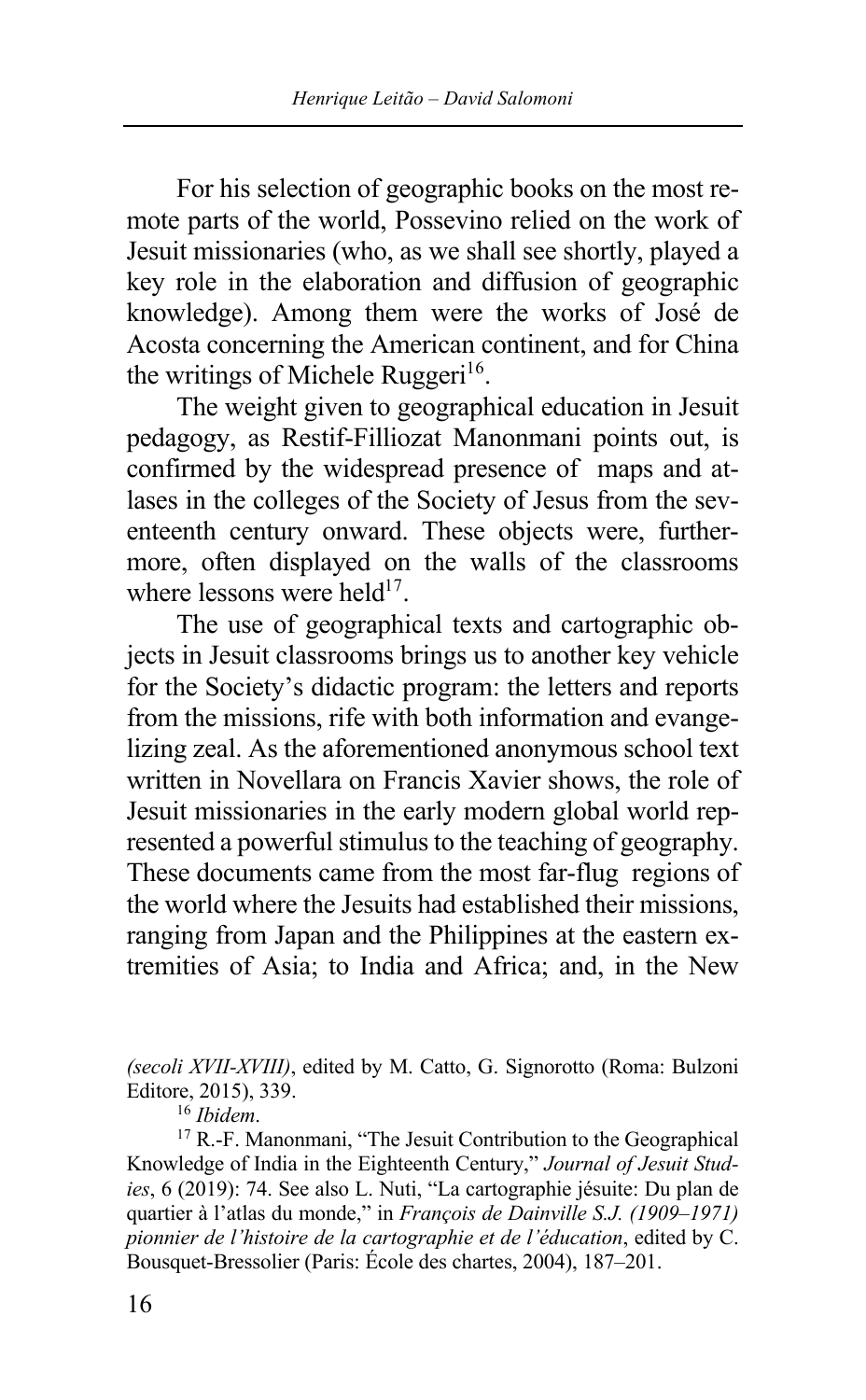For his selection of geographic books on the most remote parts of the world, Possevino relied on the work of Jesuit missionaries (who, as we shall see shortly, played a key role in the elaboration and diffusion of geographic knowledge). Among them were the works of José de Acosta concerning the American continent, and for China the writings of Michele Ruggeri[16].

The weight given to geographical education in Jesuit pedagogy, as Restif-Filliozat Manonmani points out, is confirmed by the widespread presence of maps and atlases in the colleges of the Society of Jesus from the seventeenth century onward. These objects were, furthermore, often displayed on the walls of the classrooms where lessons were held[17].

The use of geographical texts and cartographic objects in Jesuit classrooms brings us to another key vehicle for the Society's didactic program: the letters and reports from the missions, rife with both information and evangelizing zeal. As the aforementioned anonymous school text written in Novellara on Francis Xavier shows, the role of Jesuit missionaries in the early modern global world represented a powerful stimulus to the teaching of geography. These documents came from the most far-flug regions of the world where the Jesuits had established their missions, ranging from Japan and the Philippines at the eastern extremities of Asia; to India and Africa; and, in the New

---

*(secoli XVII-XVIII)*, edited by M. Catto, G. Signorotto (Roma: Bulzoni Editore, 2015), 339.

[16] *Ibidem*.

[17] R.-F. Manonmani, "The Jesuit Contribution to the Geographical Knowledge of India in the Eighteenth Century," *Journal of Jesuit Studies*, 6 (2019): 74. See also L. Nuti, "La cartographie jésuite: Du plan de quartier à l'atlas du monde," in *François de Dainville S.J. (1909–1971) pionnier de l'histoire de la cartographie et de l'éducation*, edited by C. Bousquet-Bressolier (Paris: École des chartes, 2004), 187–201.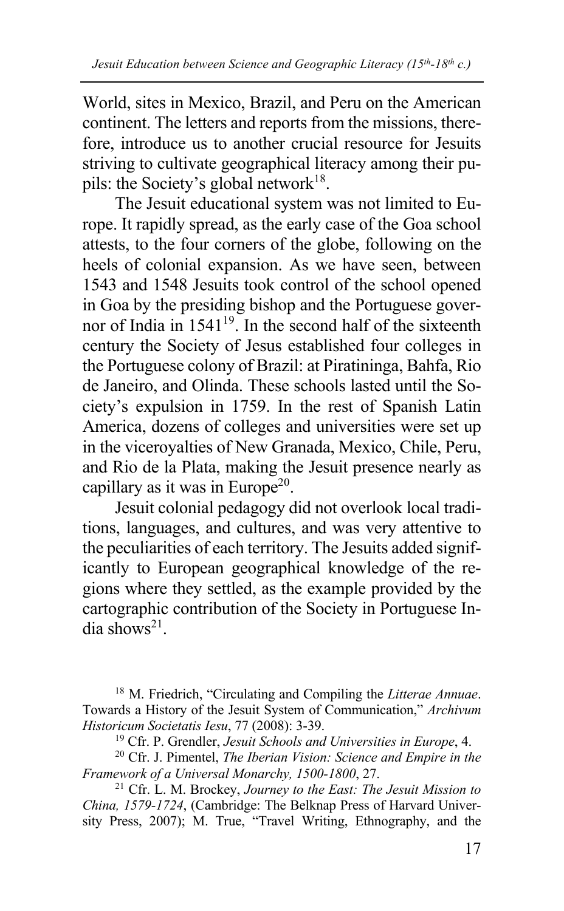World, sites in Mexico, Brazil, and Peru on the American continent. The letters and reports from the missions, therefore, introduce us to another crucial resource for Jesuits striving to cultivate geographical literacy among their pupils: the Society's global network[18].

The Jesuit educational system was not limited to Europe. It rapidly spread, as the early case of the Goa school attests, to the four corners of the globe, following on the heels of colonial expansion. As we have seen, between 1543 and 1548 Jesuits took control of the school opened in Goa by the presiding bishop and the Portuguese governor of India in 1541[19]. In the second half of the sixteenth century the Society of Jesus established four colleges in the Portuguese colony of Brazil: at Piratininga, Bahfa, Rio de Janeiro, and Olinda. These schools lasted until the Society's expulsion in 1759. In the rest of Spanish Latin America, dozens of colleges and universities were set up in the viceroyalties of New Granada, Mexico, Chile, Peru, and Rio de la Plata, making the Jesuit presence nearly as capillary as it was in Europe[20].

Jesuit colonial pedagogy did not overlook local traditions, languages, and cultures, and was very attentive to the peculiarities of each territory. The Jesuits added significantly to European geographical knowledge of the regions where they settled, as the example provided by the cartographic contribution of the Society in Portuguese India shows[21].

---

[18] M. Friedrich, "Circulating and Compiling the *Litterae Annuae*. Towards a History of the Jesuit System of Communication," *Archivum Historicum Societatis Iesu*, 77 (2008): 3-39.

[19] Cfr. P. Grendler, *Jesuit Schools and Universities in Europe*, 4.

[20] Cfr. J. Pimentel, *The Iberian Vision: Science and Empire in the Framework of a Universal Monarchy, 1500-1800*, 27.

[21] Cfr. L. M. Brockey, *Journey to the East: The Jesuit Mission to China, 1579-1724*, (Cambridge: The Belknap Press of Harvard University Press, 2007); M. True, "Travel Writing, Ethnography, and the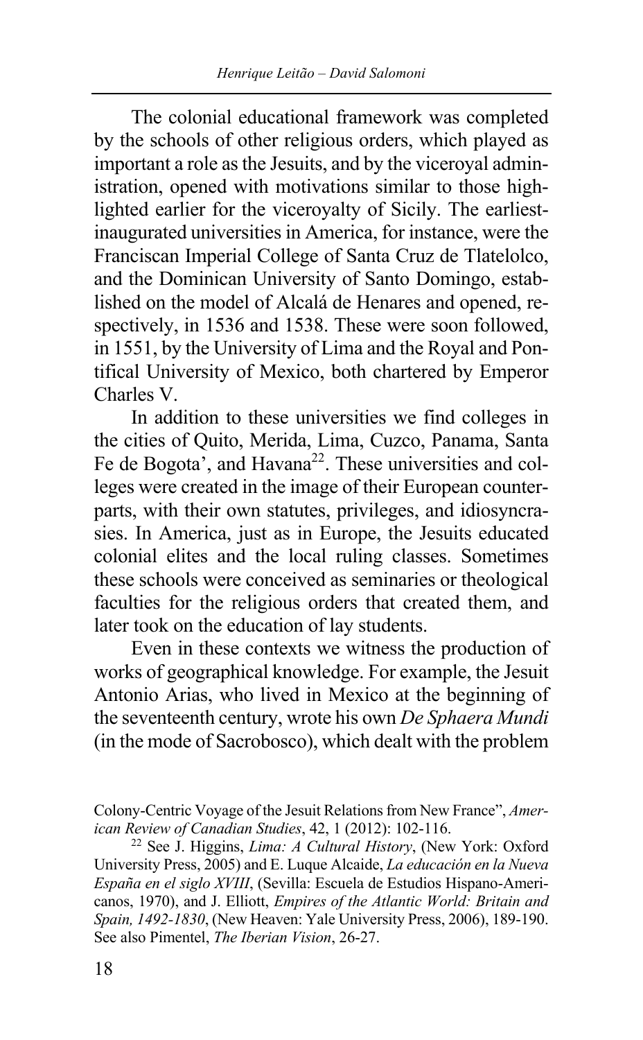The colonial educational framework was completed by the schools of other religious orders, which played as important a role as the Jesuits, and by the viceroyal administration, opened with motivations similar to those highlighted earlier for the viceroyalty of Sicily. The earliest-inaugurated universities in America, for instance, were the Franciscan Imperial College of Santa Cruz de Tlatelolco, and the Dominican University of Santo Domingo, established on the model of Alcalá de Henares and opened, respectively, in 1536 and 1538. These were soon followed, in 1551, by the University of Lima and the Royal and Pontifical University of Mexico, both chartered by Emperor Charles V.

In addition to these universities we find colleges in the cities of Quito, Merida, Lima, Cuzco, Panama, Santa Fe de Bogota', and Havana[22]. These universities and colleges were created in the image of their European counterparts, with their own statutes, privileges, and idiosyncrasies. In America, just as in Europe, the Jesuits educated colonial elites and the local ruling classes. Sometimes these schools were conceived as seminaries or theological faculties for the religious orders that created them, and later took on the education of lay students.

Even in these contexts we witness the production of works of geographical knowledge. For example, the Jesuit Antonio Arias, who lived in Mexico at the beginning of the seventeenth century, wrote his own *De Sphaera Mundi* (in the mode of Sacrobosco), which dealt with the problem

---

Colony-Centric Voyage of the Jesuit Relations from New France", *American Review of Canadian Studies*, 42, 1 (2012): 102-116.

[22] See J. Higgins, *Lima: A Cultural History*, (New York: Oxford University Press, 2005) and E. Luque Alcaide, *La educación en la Nueva España en el siglo XVIII*, (Sevilla: Escuela de Estudios Hispano-Americanos, 1970), and J. Elliott, *Empires of the Atlantic World: Britain and Spain, 1492-1830*, (New Heaven: Yale University Press, 2006), 189-190. See also Pimentel, *The Iberian Vision*, 26-27.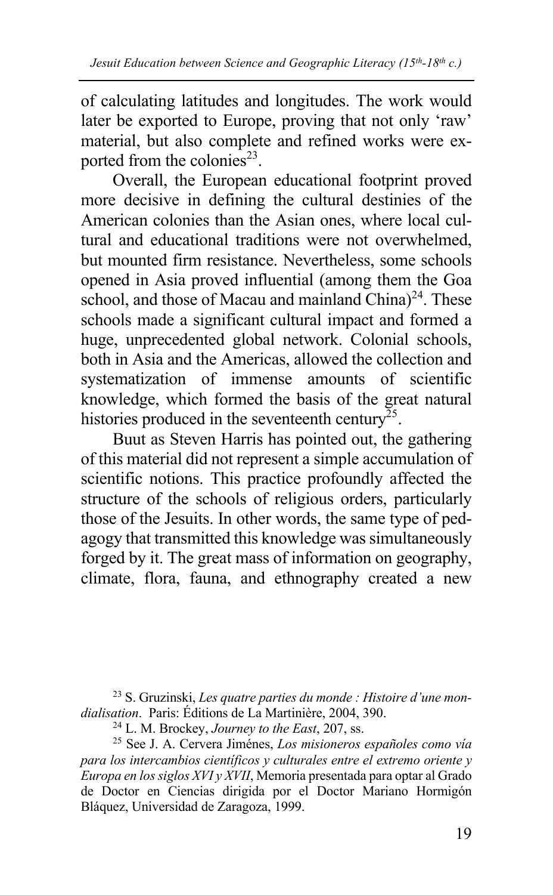of calculating latitudes and longitudes. The work would later be exported to Europe, proving that not only 'raw' material, but also complete and refined works were exported from the colonies[23].

Overall, the European educational footprint proved more decisive in defining the cultural destinies of the American colonies than the Asian ones, where local cultural and educational traditions were not overwhelmed, but mounted firm resistance. Nevertheless, some schools opened in Asia proved influential (among them the Goa school, and those of Macau and mainland China)[24]. These schools made a significant cultural impact and formed a huge, unprecedented global network. Colonial schools, both in Asia and the Americas, allowed the collection and systematization of immense amounts of scientific knowledge, which formed the basis of the great natural histories produced in the seventeenth century[25].

Buut as Steven Harris has pointed out, the gathering of this material did not represent a simple accumulation of scientific notions. This practice profoundly affected the structure of the schools of religious orders, particularly those of the Jesuits. In other words, the same type of pedagogy that transmitted this knowledge was simultaneously forged by it. The great mass of information on geography, climate, flora, fauna, and ethnography created a new

[23] S. Gruzinski, *Les quatre parties du monde : Histoire d'une mondialisation*. Paris: Éditions de La Martinière, 2004, 390.

[24] L. M. Brockey, *Journey to the East*, 207, ss.

[25] See J. A. Cervera Jiménes, *Los misioneros españoles como vía para los intercambios científicos y culturales entre el extremo oriente y Europa en los siglos XVI y XVII*, Memoria presentada para optar al Grado de Doctor en Ciencias dirigida por el Doctor Mariano Hormigón Bláquez, Universidad de Zaragoza, 1999.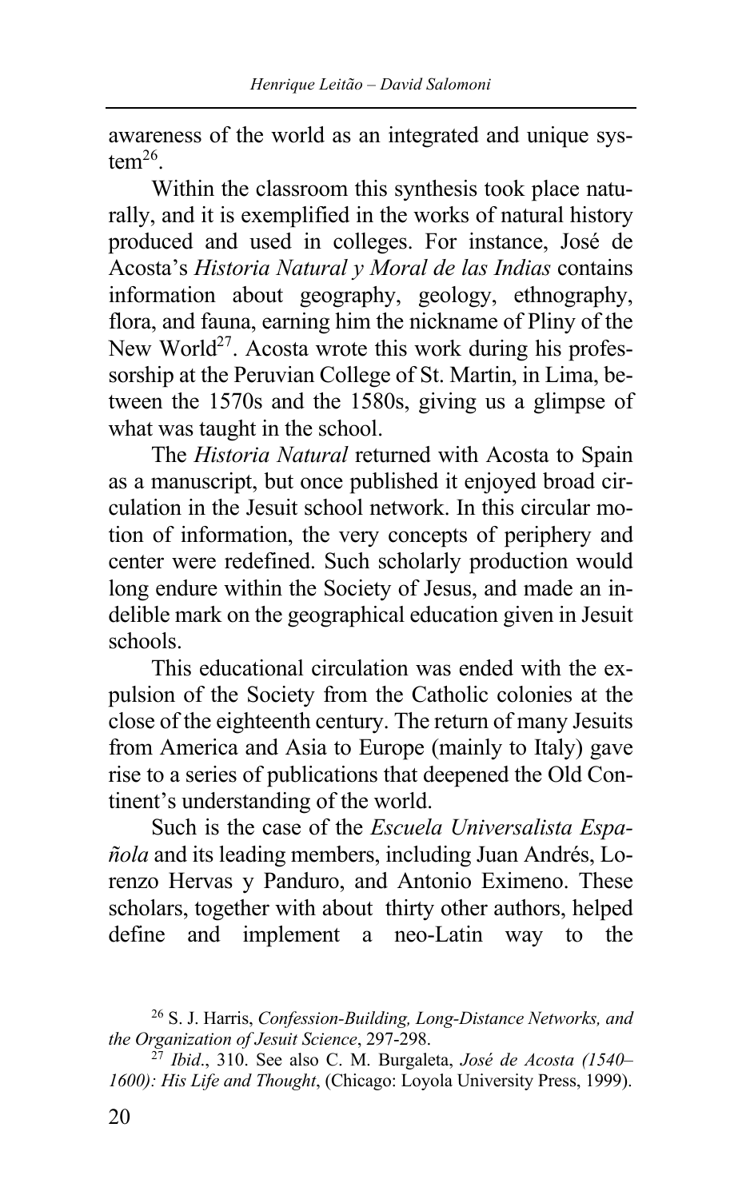awareness of the world as an integrated and unique system[26].

Within the classroom this synthesis took place naturally, and it is exemplified in the works of natural history produced and used in colleges. For instance, José de Acosta's *Historia Natural y Moral de las Indias* contains information about geography, geology, ethnography, flora, and fauna, earning him the nickname of Pliny of the New World[27]. Acosta wrote this work during his professorship at the Peruvian College of St. Martin, in Lima, between the 1570s and the 1580s, giving us a glimpse of what was taught in the school.

The *Historia Natural* returned with Acosta to Spain as a manuscript, but once published it enjoyed broad circulation in the Jesuit school network. In this circular motion of information, the very concepts of periphery and center were redefined. Such scholarly production would long endure within the Society of Jesus, and made an indelible mark on the geographical education given in Jesuit schools.

This educational circulation was ended with the expulsion of the Society from the Catholic colonies at the close of the eighteenth century. The return of many Jesuits from America and Asia to Europe (mainly to Italy) gave rise to a series of publications that deepened the Old Continent's understanding of the world.

Such is the case of the *Escuela Universalista Española* and its leading members, including Juan Andrés, Lorenzo Hervas y Panduro, and Antonio Eximeno. These scholars, together with about thirty other authors, helped define and implement a neo-Latin way to the

---

[26] S. J. Harris, *Confession-Building, Long-Distance Networks, and the Organization of Jesuit Science*, 297-298.

[27] *Ibid*., 310. See also C. M. Burgaleta, *José de Acosta (1540–1600): His Life and Thought*, (Chicago: Loyola University Press, 1999).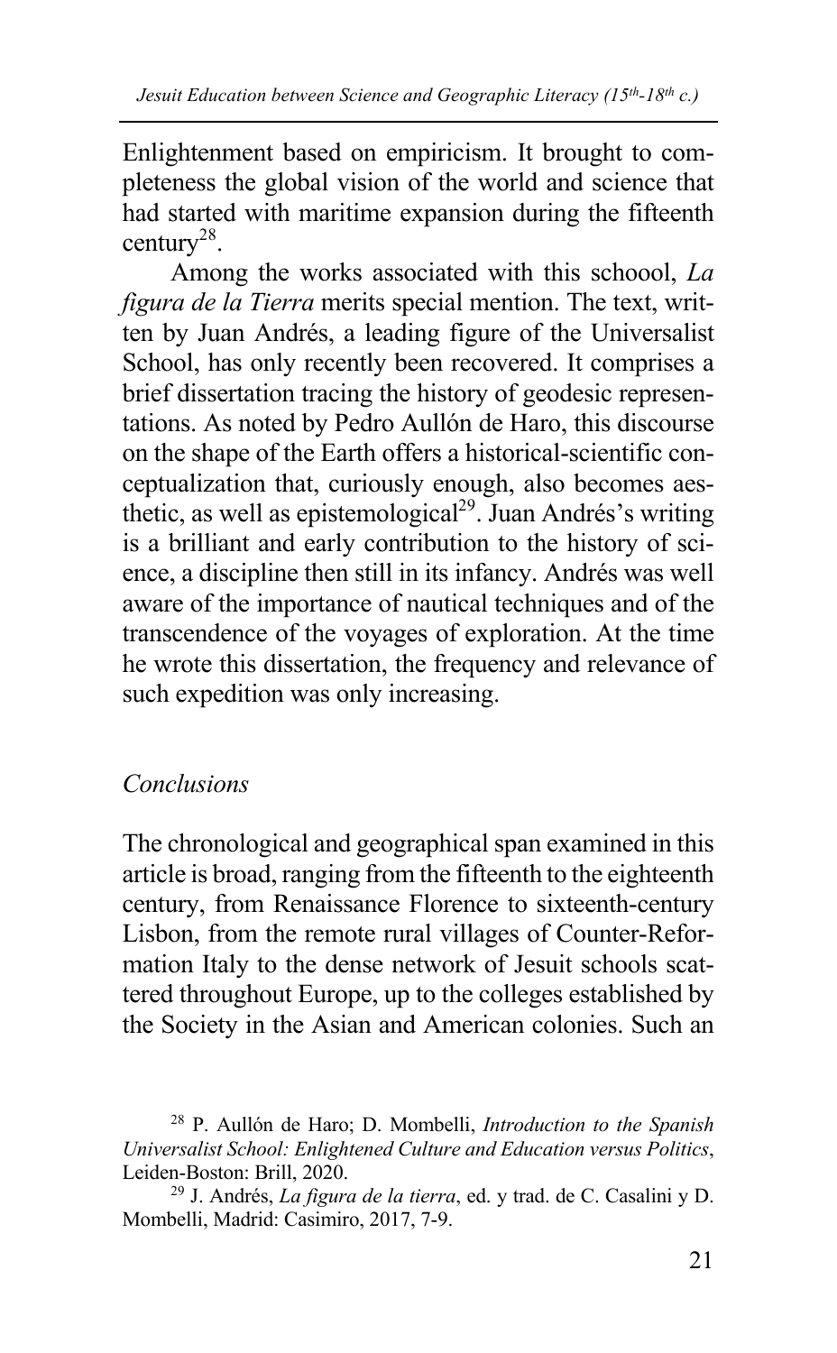Enlightenment based on empiricism. It brought to completeness the global vision of the world and science that had started with maritime expansion during the fifteenth century[28].

Among the works associated with this schoool, *La figura de la Tierra* merits special mention. The text, written by Juan Andrés, a leading figure of the Universalist School, has only recently been recovered. It comprises a brief dissertation tracing the history of geodesic representations. As noted by Pedro Aullón de Haro, this discourse on the shape of the Earth offers a historical-scientific conceptualization that, curiously enough, also becomes aesthetic, as well as epistemological[29]. Juan Andrés's writing is a brilliant and early contribution to the history of science, a discipline then still in its infancy. Andrés was well aware of the importance of nautical techniques and of the transcendence of the voyages of exploration. At the time he wrote this dissertation, the frequency and relevance of such expedition was only increasing.

## *Conclusions*

The chronological and geographical span examined in this article is broad, ranging from the fifteenth to the eighteenth century, from Renaissance Florence to sixteenth-century Lisbon, from the remote rural villages of Counter-Reformation Italy to the dense network of Jesuit schools scattered throughout Europe, up to the colleges established by the Society in the Asian and American colonies. Such an

---

[28] P. Aullón de Haro; D. Mombelli, *Introduction to the Spanish Universalist School: Enlightened Culture and Education versus Politics*, Leiden-Boston: Brill, 2020.

[29] J. Andrés, *La figura de la tierra*, ed. y trad. de C. Casalini y D. Mombelli, Madrid: Casimiro, 2017, 7-9.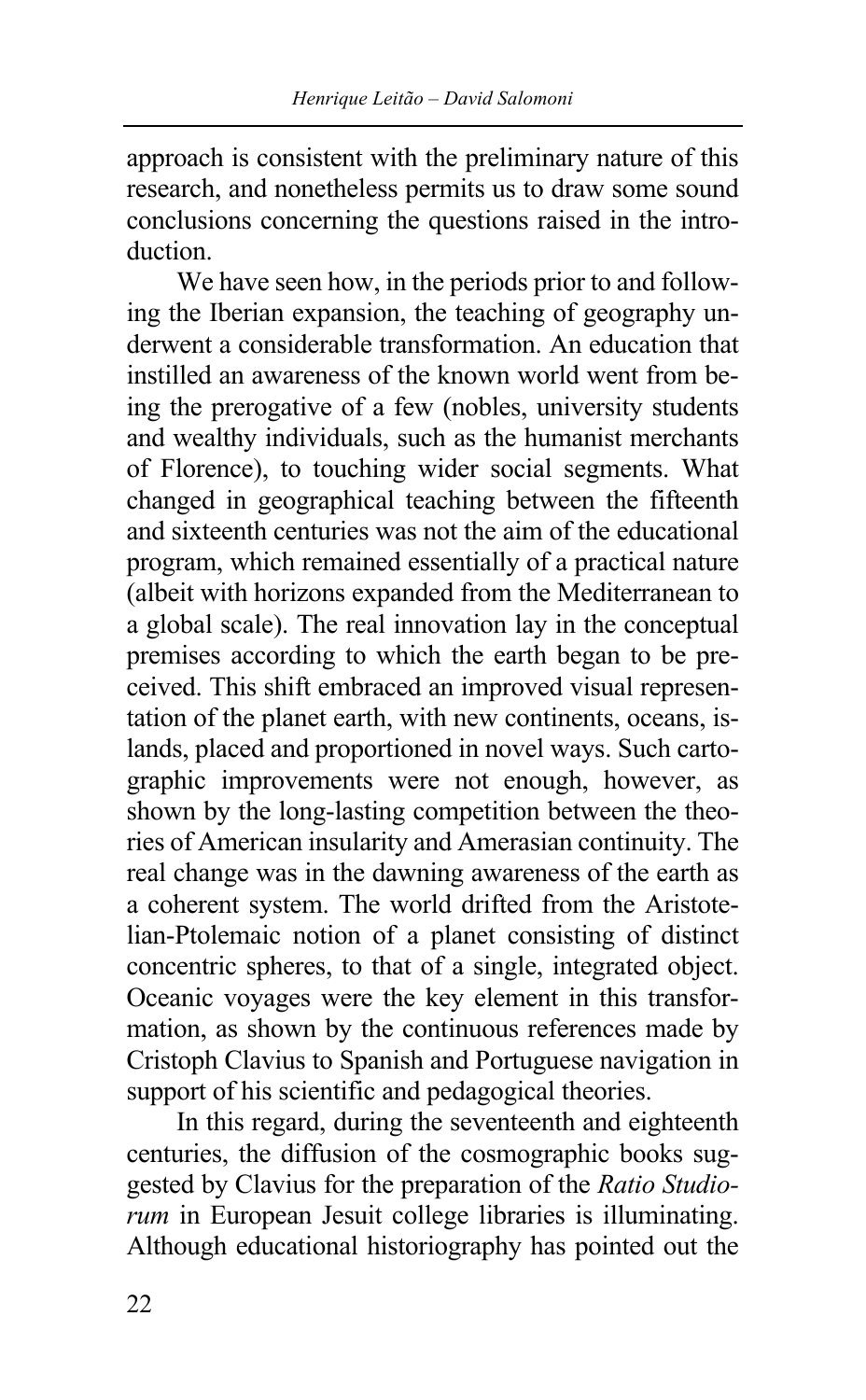approach is consistent with the preliminary nature of this research, and nonetheless permits us to draw some sound conclusions concerning the questions raised in the introduction.

We have seen how, in the periods prior to and following the Iberian expansion, the teaching of geography underwent a considerable transformation. An education that instilled an awareness of the known world went from being the prerogative of a few (nobles, university students and wealthy individuals, such as the humanist merchants of Florence), to touching wider social segments. What changed in geographical teaching between the fifteenth and sixteenth centuries was not the aim of the educational program, which remained essentially of a practical nature (albeit with horizons expanded from the Mediterranean to a global scale). The real innovation lay in the conceptual premises according to which the earth began to be preceived. This shift embraced an improved visual representation of the planet earth, with new continents, oceans, islands, placed and proportioned in novel ways. Such cartographic improvements were not enough, however, as shown by the long-lasting competition between the theories of American insularity and Amerasian continuity. The real change was in the dawning awareness of the earth as a coherent system. The world drifted from the Aristotelian-Ptolemaic notion of a planet consisting of distinct concentric spheres, to that of a single, integrated object. Oceanic voyages were the key element in this transformation, as shown by the continuous references made by Cristoph Clavius to Spanish and Portuguese navigation in support of his scientific and pedagogical theories.

In this regard, during the seventeenth and eighteenth centuries, the diffusion of the cosmographic books suggested by Clavius for the preparation of the *Ratio Studiorum* in European Jesuit college libraries is illuminating. Although educational historiography has pointed out the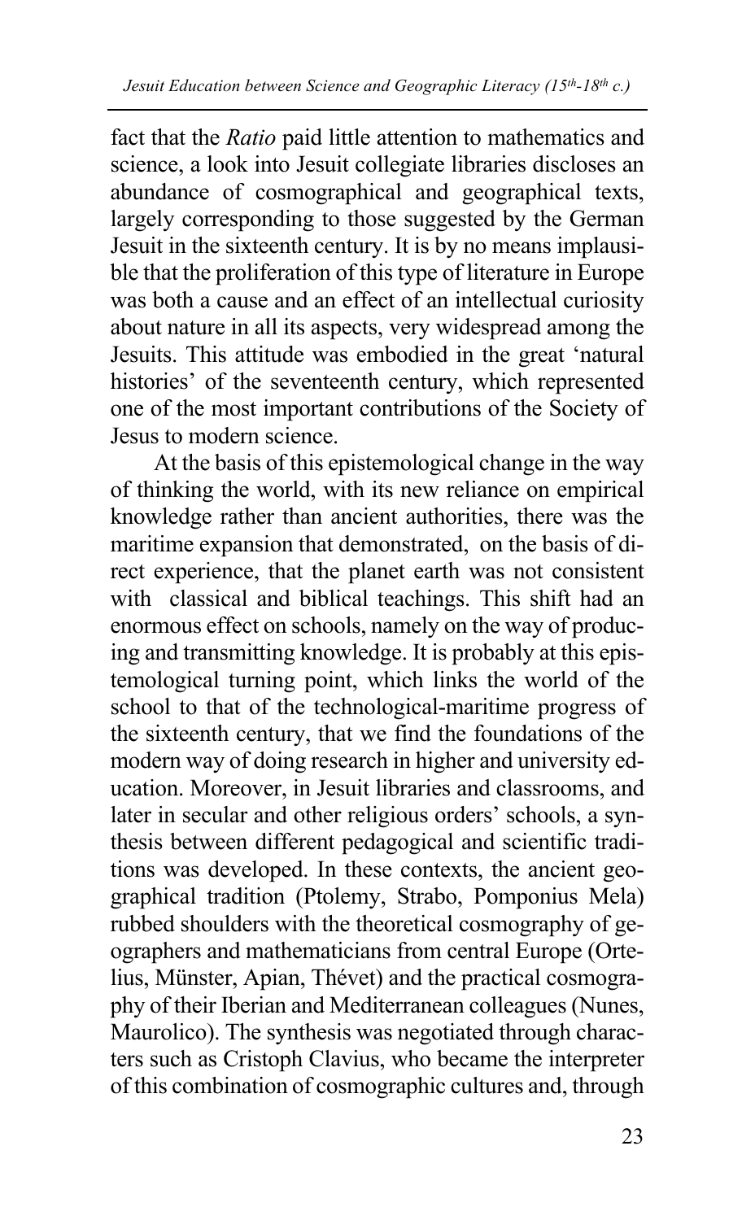fact that the *Ratio* paid little attention to mathematics and science, a look into Jesuit collegiate libraries discloses an abundance of cosmographical and geographical texts, largely corresponding to those suggested by the German Jesuit in the sixteenth century. It is by no means implausible that the proliferation of this type of literature in Europe was both a cause and an effect of an intellectual curiosity about nature in all its aspects, very widespread among the Jesuits. This attitude was embodied in the great 'natural histories' of the seventeenth century, which represented one of the most important contributions of the Society of Jesus to modern science.

At the basis of this epistemological change in the way of thinking the world, with its new reliance on empirical knowledge rather than ancient authorities, there was the maritime expansion that demonstrated, on the basis of direct experience, that the planet earth was not consistent with classical and biblical teachings. This shift had an enormous effect on schools, namely on the way of producing and transmitting knowledge. It is probably at this epistemological turning point, which links the world of the school to that of the technological-maritime progress of the sixteenth century, that we find the foundations of the modern way of doing research in higher and university education. Moreover, in Jesuit libraries and classrooms, and later in secular and other religious orders' schools, a synthesis between different pedagogical and scientific traditions was developed. In these contexts, the ancient geographical tradition (Ptolemy, Strabo, Pomponius Mela) rubbed shoulders with the theoretical cosmography of geographers and mathematicians from central Europe (Ortelius, Münster, Apian, Thévet) and the practical cosmography of their Iberian and Mediterranean colleagues (Nunes, Maurolico). The synthesis was negotiated through characters such as Cristoph Clavius, who became the interpreter of this combination of cosmographic cultures and, through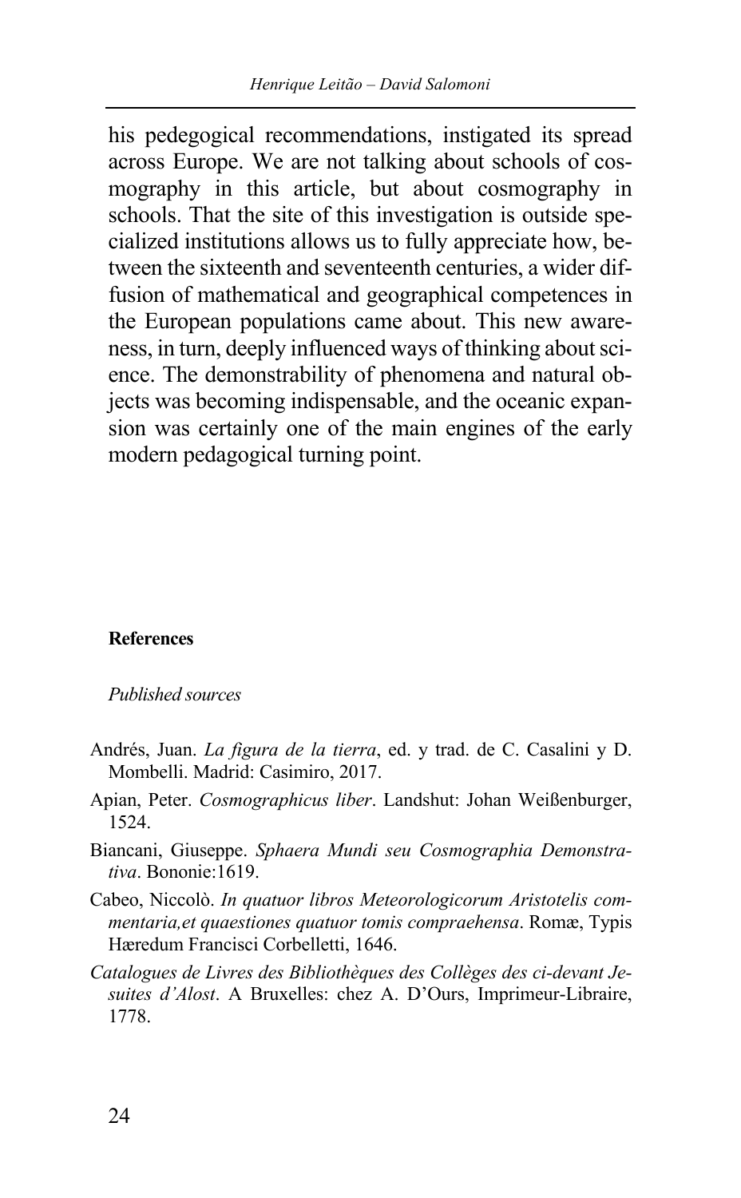his pedegogical recommendations, instigated its spread across Europe. We are not talking about schools of cosmography in this article, but about cosmography in schools. That the site of this investigation is outside specialized institutions allows us to fully appreciate how, between the sixteenth and seventeenth centuries, a wider diffusion of mathematical and geographical competences in the European populations came about. This new awareness, in turn, deeply influenced ways of thinking about science. The demonstrability of phenomena and natural objects was becoming indispensable, and the oceanic expansion was certainly one of the main engines of the early modern pedagogical turning point.

**References**

*Published sources*

Andrés, Juan. *La figura de la tierra*, ed. y trad. de C. Casalini y D. Mombelli. Madrid: Casimiro, 2017.

Apian, Peter. *Cosmographicus liber*. Landshut: Johan Weißenburger, 1524.

Biancani, Giuseppe. *Sphaera Mundi seu Cosmographia Demonstrativa*. Bononie:1619.

Cabeo, Niccolò. *In quatuor libros Meteorologicorum Aristotelis commentaria,et quaestiones quatuor tomis compraehensa*. Romæ, Typis Hæredum Francisci Corbelletti, 1646.

*Catalogues de Livres des Bibliothèques des Collèges des ci-devant Jesuites d'Alost*. A Bruxelles: chez A. D'Ours, Imprimeur-Libraire, 1778.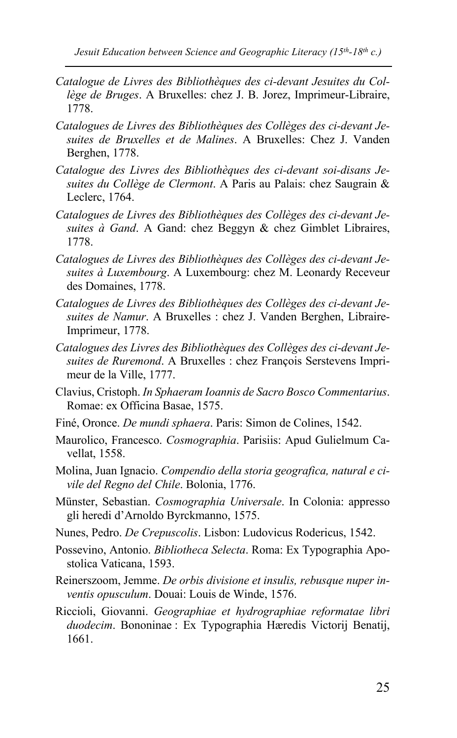*Catalogue de Livres des Bibliothèques des ci-devant Jesuites du Collège de Bruges*. A Bruxelles: chez J. B. Jorez, Imprimeur-Libraire, 1778.

*Catalogues de Livres des Bibliothèques des Collèges des ci-devant Jesuites de Bruxelles et de Malines*. A Bruxelles: Chez J. Vanden Berghen, 1778.

*Catalogue des Livres des Bibliothèques des ci-devant soi-disans Jesuites du Collège de Clermont*. A Paris au Palais: chez Saugrain & Leclerc, 1764.

*Catalogues de Livres des Bibliothèques des Collèges des ci-devant Jesuites à Gand*. A Gand: chez Beggyn & chez Gimblet Libraires, 1778.

*Catalogues de Livres des Bibliothèques des Collèges des ci-devant Jesuites à Luxembourg*. A Luxembourg: chez M. Leonardy Receveur des Domaines, 1778.

*Catalogues de Livres des Bibliothèques des Collèges des ci-devant Jesuites de Namur*. A Bruxelles : chez J. Vanden Berghen, Libraire-Imprimeur, 1778.

*Catalogues des Livres des Bibliothèques des Collèges des ci-devant Jesuites de Ruremond*. A Bruxelles : chez François Serstevens Imprimeur de la Ville, 1777.

Clavius, Cristoph. *In Sphaeram Ioannis de Sacro Bosco Commentarius*. Romae: ex Officina Basae, 1575.

Finé, Oronce. *De mundi sphaera*. Paris: Simon de Colines, 1542.

Maurolico, Francesco. *Cosmographia*. Parisiis: Apud Gulielmum Cavellat, 1558.

Molina, Juan Ignacio. *Compendio della storia geografica, natural e civile del Regno del Chile*. Bolonia, 1776.

Münster, Sebastian. *Cosmographia Universale*. In Colonia: appresso gli heredi d'Arnoldo Byrckmanno, 1575.

Nunes, Pedro. *De Crepuscolis*. Lisbon: Ludovicus Rodericus, 1542.

Possevino, Antonio. *Bibliotheca Selecta*. Roma: Ex Typographia Apostolica Vaticana, 1593.

Reinerszoom, Jemme. *De orbis divisione et insulis, rebusque nuper inventis opusculum*. Douai: Louis de Winde, 1576.

Riccioli, Giovanni. *Geographiae et hydrographiae reformatae libri duodecim*. Bononinae : Ex Typographia Hæredis Victorij Benatij, 1661.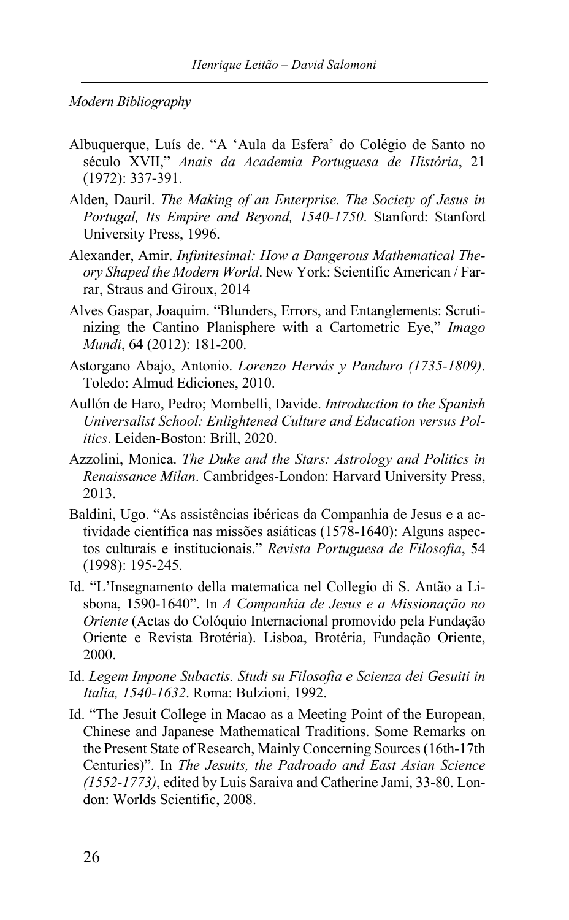*Modern Bibliography*

Albuquerque, Luís de. "A 'Aula da Esfera' do Colégio de Santo no século XVII," *Anais da Academia Portuguesa de História*, 21 (1972): 337-391.

Alden, Dauril. *The Making of an Enterprise. The Society of Jesus in Portugal, Its Empire and Beyond, 1540-1750*. Stanford: Stanford University Press, 1996.

Alexander, Amir. *Infinitesimal: How a Dangerous Mathematical Theory Shaped the Modern World*. New York: Scientific American / Farrar, Straus and Giroux, 2014

Alves Gaspar, Joaquim. "Blunders, Errors, and Entanglements: Scrutinizing the Cantino Planisphere with a Cartometric Eye," *Imago Mundi*, 64 (2012): 181-200.

Astorgano Abajo, Antonio. *Lorenzo Hervás y Panduro (1735-1809)*. Toledo: Almud Ediciones, 2010.

Aullón de Haro, Pedro; Mombelli, Davide. *Introduction to the Spanish Universalist School: Enlightened Culture and Education versus Politics*. Leiden-Boston: Brill, 2020.

Azzolini, Monica. *The Duke and the Stars: Astrology and Politics in Renaissance Milan*. Cambridges-London: Harvard University Press, 2013.

Baldini, Ugo. "As assistências ibéricas da Companhia de Jesus e a actividade científica nas missões asiáticas (1578-1640): Alguns aspectos culturais e institucionais." *Revista Portuguesa de Filosofia*, 54 (1998): 195-245.

Id. "L'Insegnamento della matematica nel Collegio di S. Antão a Lisbona, 1590-1640". In *A Companhia de Jesus e a Missionação no Oriente* (Actas do Colóquio Internacional promovido pela Fundação Oriente e Revista Brotéria). Lisboa, Brotéria, Fundação Oriente, 2000.

Id. *Legem Impone Subactis. Studi su Filosofia e Scienza dei Gesuiti in Italia, 1540-1632*. Roma: Bulzoni, 1992.

Id. "The Jesuit College in Macao as a Meeting Point of the European, Chinese and Japanese Mathematical Traditions. Some Remarks on the Present State of Research, Mainly Concerning Sources (16th-17th Centuries)". In *The Jesuits, the Padroado and East Asian Science (1552-1773)*, edited by Luis Saraiva and Catherine Jami, 33-80. London: Worlds Scientific, 2008.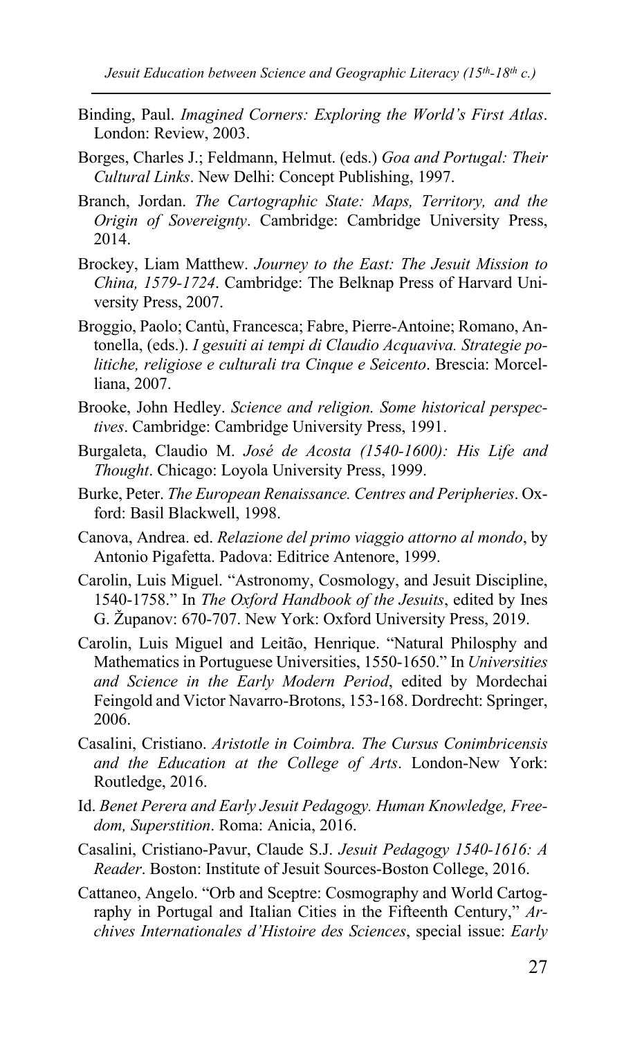Binding, Paul. *Imagined Corners: Exploring the World's First Atlas*. London: Review, 2003.

Borges, Charles J.; Feldmann, Helmut. (eds.) *Goa and Portugal: Their Cultural Links*. New Delhi: Concept Publishing, 1997.

Branch, Jordan. *The Cartographic State: Maps, Territory, and the Origin of Sovereignty*. Cambridge: Cambridge University Press, 2014.

Brockey, Liam Matthew. *Journey to the East: The Jesuit Mission to China, 1579-1724*. Cambridge: The Belknap Press of Harvard University Press, 2007.

Broggio, Paolo; Cantù, Francesca; Fabre, Pierre-Antoine; Romano, Antonella, (eds.). *I gesuiti ai tempi di Claudio Acquaviva. Strategie politiche, religiose e culturali tra Cinque e Seicento*. Brescia: Morcelliana, 2007.

Brooke, John Hedley. *Science and religion. Some historical perspectives*. Cambridge: Cambridge University Press, 1991.

Burgaleta, Claudio M. *José de Acosta (1540-1600): His Life and Thought*. Chicago: Loyola University Press, 1999.

Burke, Peter. *The European Renaissance. Centres and Peripheries*. Oxford: Basil Blackwell, 1998.

Canova, Andrea. ed. *Relazione del primo viaggio attorno al mondo*, by Antonio Pigafetta. Padova: Editrice Antenore, 1999.

Carolin, Luis Miguel. "Astronomy, Cosmology, and Jesuit Discipline, 1540-1758." In *The Oxford Handbook of the Jesuits*, edited by Ines G. Županov: 670-707. New York: Oxford University Press, 2019.

Carolin, Luis Miguel and Leitão, Henrique. "Natural Philosphy and Mathematics in Portuguese Universities, 1550-1650." In *Universities and Science in the Early Modern Period*, edited by Mordechai Feingold and Victor Navarro-Brotons, 153-168. Dordrecht: Springer, 2006.

Casalini, Cristiano. *Aristotle in Coimbra. The Cursus Conimbricensis and the Education at the College of Arts*. London-New York: Routledge, 2016.

Id. *Benet Perera and Early Jesuit Pedagogy. Human Knowledge, Freedom, Superstition*. Roma: Anicia, 2016.

Casalini, Cristiano-Pavur, Claude S.J. *Jesuit Pedagogy 1540-1616: A Reader*. Boston: Institute of Jesuit Sources-Boston College, 2016.

Cattaneo, Angelo. "Orb and Sceptre: Cosmography and World Cartography in Portugal and Italian Cities in the Fifteenth Century," *Archives Internationales d'Histoire des Sciences*, special issue: *Early*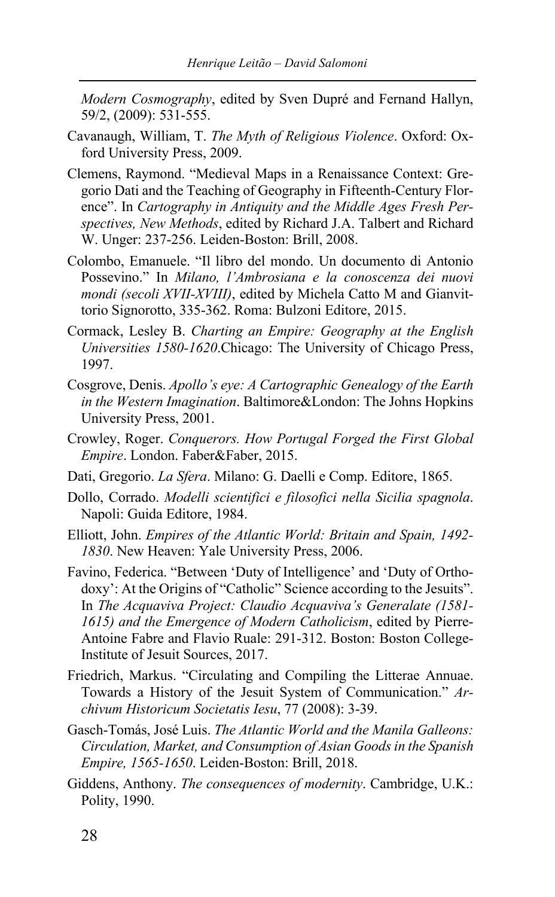*Modern Cosmography*, edited by Sven Dupré and Fernand Hallyn, 59/2, (2009): 531-555.

Cavanaugh, William, T. *The Myth of Religious Violence*. Oxford: Oxford University Press, 2009.

Clemens, Raymond. "Medieval Maps in a Renaissance Context: Gregorio Dati and the Teaching of Geography in Fifteenth-Century Florence". In *Cartography in Antiquity and the Middle Ages Fresh Perspectives, New Methods*, edited by Richard J.A. Talbert and Richard W. Unger: 237-256. Leiden-Boston: Brill, 2008.

Colombo, Emanuele. "Il libro del mondo. Un documento di Antonio Possevino." In *Milano, l'Ambrosiana e la conoscenza dei nuovi mondi (secoli XVII-XVIII)*, edited by Michela Catto M and Gianvittorio Signorotto, 335-362. Roma: Bulzoni Editore, 2015.

Cormack, Lesley B. *Charting an Empire: Geography at the English Universities 1580-1620*.Chicago: The University of Chicago Press, 1997.

Cosgrove, Denis. *Apollo's eye: A Cartographic Genealogy of the Earth in the Western Imagination*. Baltimore&London: The Johns Hopkins University Press, 2001.

Crowley, Roger. *Conquerors. How Portugal Forged the First Global Empire*. London. Faber&Faber, 2015.

Dati, Gregorio. *La Sfera*. Milano: G. Daelli e Comp. Editore, 1865.

Dollo, Corrado. *Modelli scientifici e filosofici nella Sicilia spagnola*. Napoli: Guida Editore, 1984.

Elliott, John. *Empires of the Atlantic World: Britain and Spain, 1492-1830*. New Heaven: Yale University Press, 2006.

Favino, Federica. "Between 'Duty of Intelligence' and 'Duty of Orthodoxy': At the Origins of "Catholic" Science according to the Jesuits". In *The Acquaviva Project: Claudio Acquaviva's Generalate (1581-1615) and the Emergence of Modern Catholicism*, edited by Pierre-Antoine Fabre and Flavio Ruale: 291-312. Boston: Boston College-Institute of Jesuit Sources, 2017.

Friedrich, Markus. "Circulating and Compiling the Litterae Annuae. Towards a History of the Jesuit System of Communication." *Archivum Historicum Societatis Iesu*, 77 (2008): 3-39.

Gasch-Tomás, José Luis. *The Atlantic World and the Manila Galleons: Circulation, Market, and Consumption of Asian Goods in the Spanish Empire, 1565-1650*. Leiden-Boston: Brill, 2018.

Giddens, Anthony. *The consequences of modernity*. Cambridge, U.K.: Polity, 1990.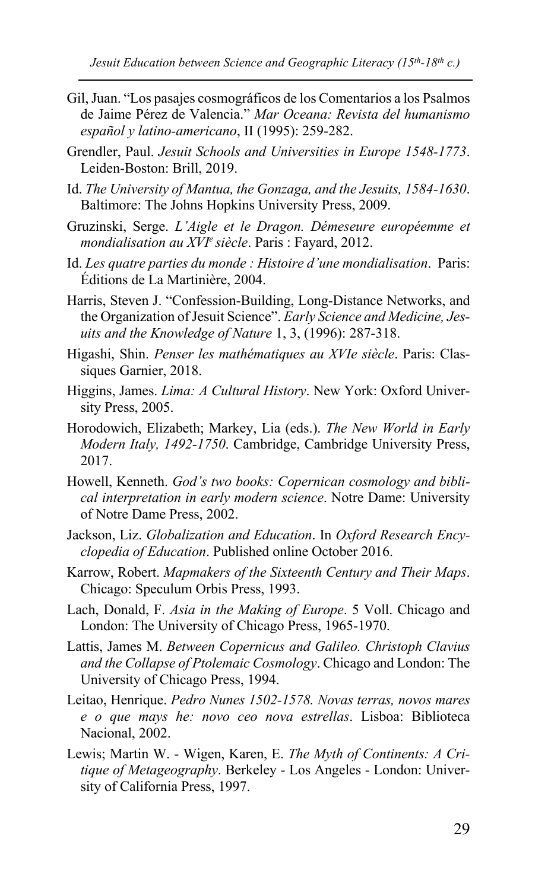Gil, Juan. "Los pasajes cosmográficos de los Comentarios a los Psalmos de Jaime Pérez de Valencia." *Mar Oceana: Revista del humanismo español y latino-americano*, II (1995): 259-282.

Grendler, Paul. *Jesuit Schools and Universities in Europe 1548-1773*. Leiden-Boston: Brill, 2019.

Id. *The University of Mantua, the Gonzaga, and the Jesuits, 1584-1630*. Baltimore: The Johns Hopkins University Press, 2009.

Gruzinski, Serge. *L'Aigle et le Dragon. Démeseure européemme et mondialisation au XVI^e siècle*. Paris : Fayard, 2012.

Id. *Les quatre parties du monde : Histoire d'une mondialisation*. Paris: Éditions de La Martinière, 2004.

Harris, Steven J. "Confession-Building, Long-Distance Networks, and the Organization of Jesuit Science". *Early Science and Medicine, Jesuits and the Knowledge of Nature* 1, 3, (1996): 287-318.

Higashi, Shin. *Penser les mathématiques au XVIe siècle*. Paris: Classiques Garnier, 2018.

Higgins, James. *Lima: A Cultural History*. New York: Oxford University Press, 2005.

Horodowich, Elizabeth; Markey, Lia (eds.). *The New World in Early Modern Italy, 1492-1750*. Cambridge, Cambridge University Press, 2017.

Howell, Kenneth. *God's two books: Copernican cosmology and biblical interpretation in early modern science*. Notre Dame: University of Notre Dame Press, 2002.

Jackson, Liz. *Globalization and Education*. In *Oxford Research Encyclopedia of Education*. Published online October 2016.

Karrow, Robert. *Mapmakers of the Sixteenth Century and Their Maps*. Chicago: Speculum Orbis Press, 1993.

Lach, Donald, F. *Asia in the Making of Europe*. 5 Voll. Chicago and London: The University of Chicago Press, 1965-1970.

Lattis, James M. *Between Copernicus and Galileo. Christoph Clavius and the Collapse of Ptolemaic Cosmology*. Chicago and London: The University of Chicago Press, 1994.

Leitao, Henrique. *Pedro Nunes 1502-1578. Novas terras, novos mares e o que mays he: novo ceo nova estrellas*. Lisboa: Biblioteca Nacional, 2002.

Lewis; Martin W. - Wigen, Karen, E. *The Myth of Continents: A Critique of Metageography*. Berkeley - Los Angeles - London: University of California Press, 1997.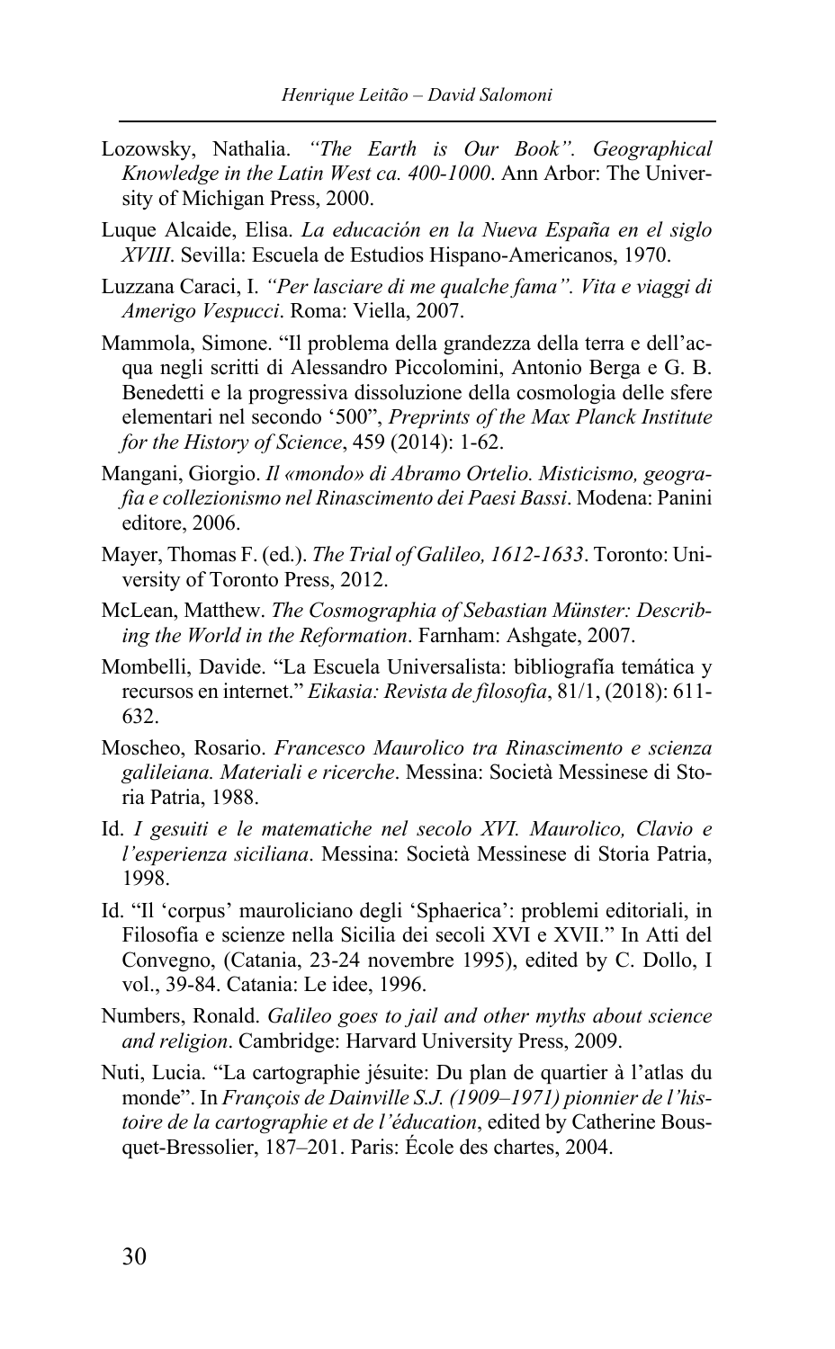Lozowsky, Nathalia. *"The Earth is Our Book". Geographical Knowledge in the Latin West ca. 400-1000*. Ann Arbor: The University of Michigan Press, 2000.

Luque Alcaide, Elisa. *La educación en la Nueva España en el siglo XVIII*. Sevilla: Escuela de Estudios Hispano-Americanos, 1970.

Luzzana Caraci, I. *"Per lasciare di me qualche fama". Vita e viaggi di Amerigo Vespucci*. Roma: Viella, 2007.

Mammola, Simone. "Il problema della grandezza della terra e dell'acqua negli scritti di Alessandro Piccolomini, Antonio Berga e G. B. Benedetti e la progressiva dissoluzione della cosmologia delle sfere elementari nel secondo '500", *Preprints of the Max Planck Institute for the History of Science*, 459 (2014): 1-62.

Mangani, Giorgio. *Il «mondo» di Abramo Ortelio. Misticismo, geografia e collezionismo nel Rinascimento dei Paesi Bassi*. Modena: Panini editore, 2006.

Mayer, Thomas F. (ed.). *The Trial of Galileo, 1612-1633*. Toronto: University of Toronto Press, 2012.

McLean, Matthew. *The Cosmographia of Sebastian Münster: Describing the World in the Reformation*. Farnham: Ashgate, 2007.

Mombelli, Davide. "La Escuela Universalista: bibliografía temática y recursos en internet." *Eikasia: Revista de filosofía*, 81/1, (2018): 611-632.

Moscheo, Rosario. *Francesco Maurolico tra Rinascimento e scienza galileiana. Materiali e ricerche*. Messina: Società Messinese di Storia Patria, 1988.

Id. *I gesuiti e le matematiche nel secolo XVI. Maurolico, Clavio e l'esperienza siciliana*. Messina: Società Messinese di Storia Patria, 1998.

Id. "Il 'corpus' mauroliciano degli 'Sphaerica': problemi editoriali, in Filosofia e scienze nella Sicilia dei secoli XVI e XVII." In Atti del Convegno, (Catania, 23-24 novembre 1995), edited by C. Dollo, I vol., 39-84. Catania: Le idee, 1996.

Numbers, Ronald. *Galileo goes to jail and other myths about science and religion*. Cambridge: Harvard University Press, 2009.

Nuti, Lucia. "La cartographie jésuite: Du plan de quartier à l'atlas du monde". In *François de Dainville S.J. (1909–1971) pionnier de l'histoire de la cartographie et de l'éducation*, edited by Catherine Bousquet-Bressolier, 187–201. Paris: École des chartes, 2004.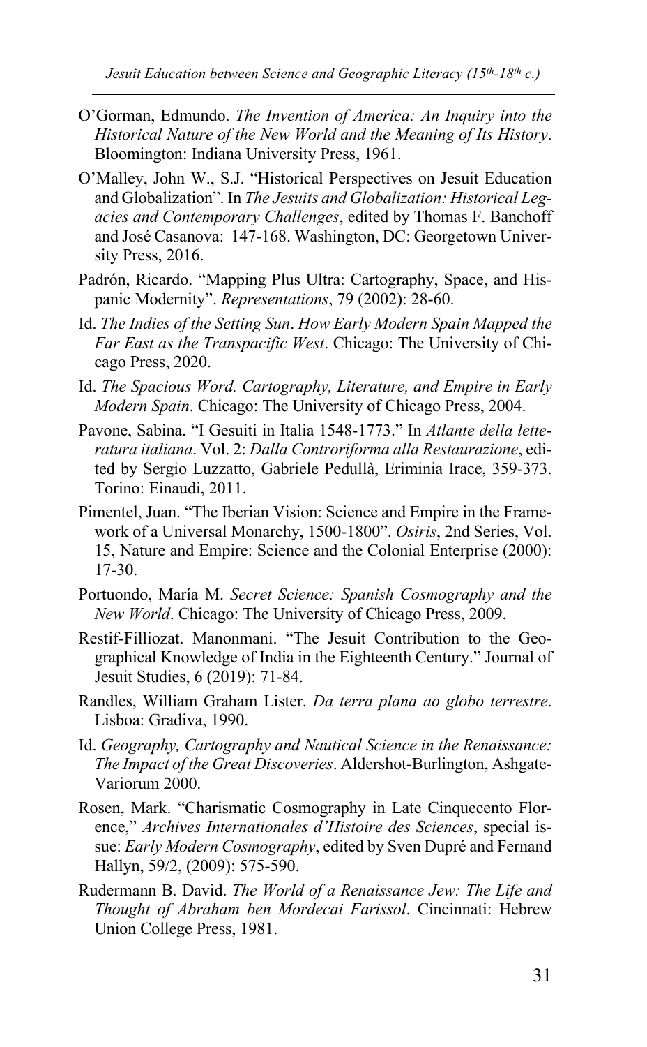O'Gorman, Edmundo. *The Invention of America: An Inquiry into the Historical Nature of the New World and the Meaning of Its History*. Bloomington: Indiana University Press, 1961.

O'Malley, John W., S.J. "Historical Perspectives on Jesuit Education and Globalization". In *The Jesuits and Globalization: Historical Legacies and Contemporary Challenges*, edited by Thomas F. Banchoff and José Casanova: 147-168. Washington, DC: Georgetown University Press, 2016.

Padrón, Ricardo. "Mapping Plus Ultra: Cartography, Space, and Hispanic Modernity". *Representations*, 79 (2002): 28-60.

Id. *The Indies of the Setting Sun*. *How Early Modern Spain Mapped the Far East as the Transpacific West*. Chicago: The University of Chicago Press, 2020.

Id. *The Spacious Word. Cartography, Literature, and Empire in Early Modern Spain*. Chicago: The University of Chicago Press, 2004.

Pavone, Sabina. "I Gesuiti in Italia 1548-1773." In *Atlante della letteratura italiana*. Vol. 2: *Dalla Controriforma alla Restaurazione*, edited by Sergio Luzzatto, Gabriele Pedullà, Eriminia Irace, 359-373. Torino: Einaudi, 2011.

Pimentel, Juan. "The Iberian Vision: Science and Empire in the Framework of a Universal Monarchy, 1500-1800". *Osiris*, 2nd Series, Vol. 15, Nature and Empire: Science and the Colonial Enterprise (2000): 17-30.

Portuondo, María M. *Secret Science: Spanish Cosmography and the New World*. Chicago: The University of Chicago Press, 2009.

Restif-Filliozat. Manonmani. "The Jesuit Contribution to the Geographical Knowledge of India in the Eighteenth Century." Journal of Jesuit Studies, 6 (2019): 71-84.

Randles, William Graham Lister. *Da terra plana ao globo terrestre*. Lisboa: Gradiva, 1990.

Id. *Geography, Cartography and Nautical Science in the Renaissance: The Impact of the Great Discoveries*. Aldershot-Burlington, Ashgate-Variorum 2000.

Rosen, Mark. "Charismatic Cosmography in Late Cinquecento Florence," *Archives Internationales d'Histoire des Sciences*, special issue: *Early Modern Cosmography*, edited by Sven Dupré and Fernand Hallyn, 59/2, (2009): 575-590.

Rudermann B. David. *The World of a Renaissance Jew: The Life and Thought of Abraham ben Mordecai Farissol*. Cincinnati: Hebrew Union College Press, 1981.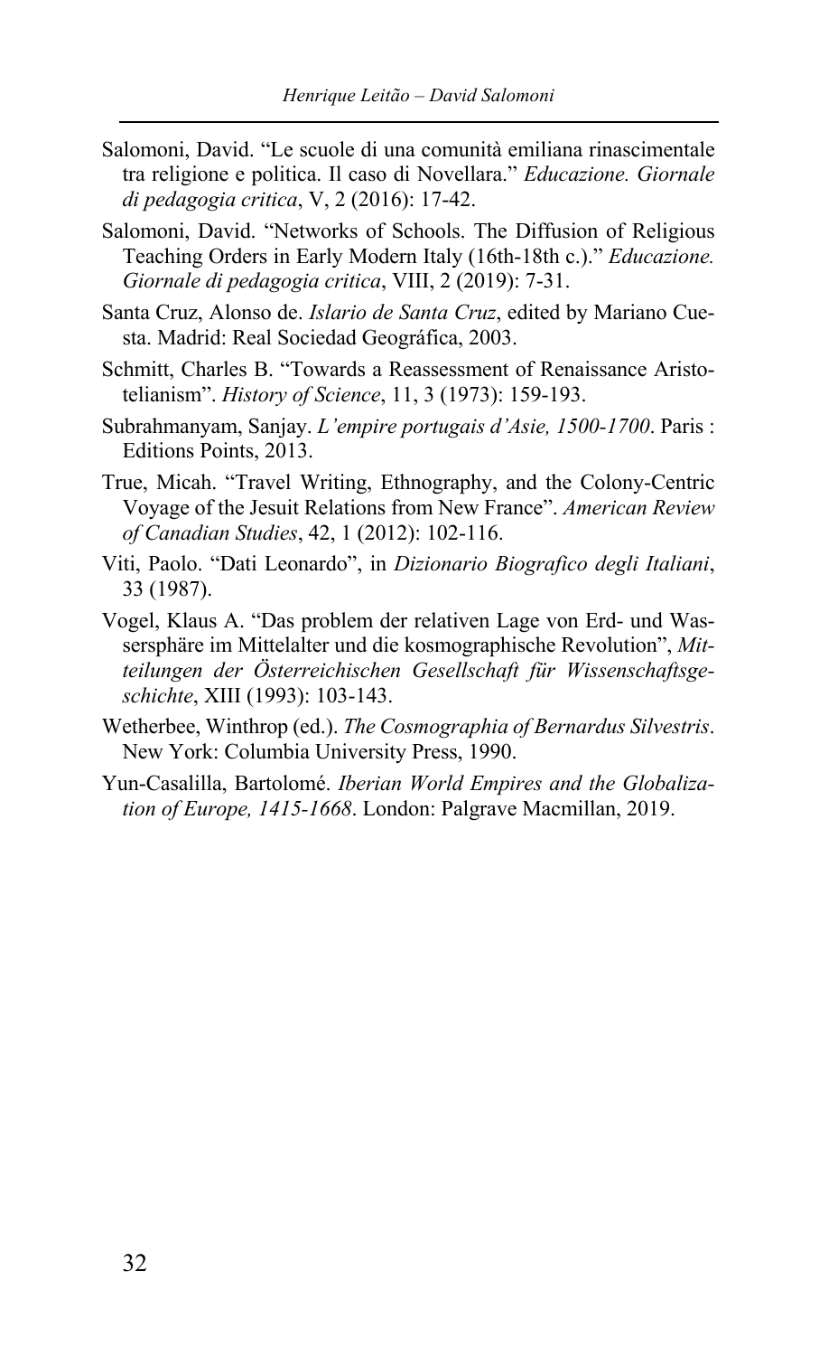Salomoni, David. “Le scuole di una comunità emiliana rinascimentale tra religione e politica. Il caso di Novellara.” *Educazione. Giornale di pedagogia critica*, V, 2 (2016): 17-42.

Salomoni, David. “Networks of Schools. The Diffusion of Religious Teaching Orders in Early Modern Italy (16th-18th c.).” *Educazione. Giornale di pedagogia critica*, VIII, 2 (2019): 7-31.

Santa Cruz, Alonso de. *Islario de Santa Cruz*, edited by Mariano Cuesta. Madrid: Real Sociedad Geográfica, 2003.

Schmitt, Charles B. “Towards a Reassessment of Renaissance Aristotelianism”. *History of Science*, 11, 3 (1973): 159-193.

Subrahmanyam, Sanjay. *L’empire portugais d’Asie, 1500-1700*. Paris : Editions Points, 2013.

True, Micah. “Travel Writing, Ethnography, and the Colony-Centric Voyage of the Jesuit Relations from New France”. *American Review of Canadian Studies*, 42, 1 (2012): 102-116.

Viti, Paolo. “Dati Leonardo”, in *Dizionario Biografico degli Italiani*, 33 (1987).

Vogel, Klaus A. “Das problem der relativen Lage von Erd- und Wassersphäre im Mittelalter und die kosmographische Revolution”, *Mitteilungen der Österreichischen Gesellschaft für Wissenschaftsgeschichte*, XIII (1993): 103-143.

Wetherbee, Winthrop (ed.). *The Cosmographia of Bernardus Silvestris*. New York: Columbia University Press, 1990.

Yun-Casalilla, Bartolomé. *Iberian World Empires and the Globalization of Europe, 1415-1668*. London: Palgrave Macmillan, 2019.